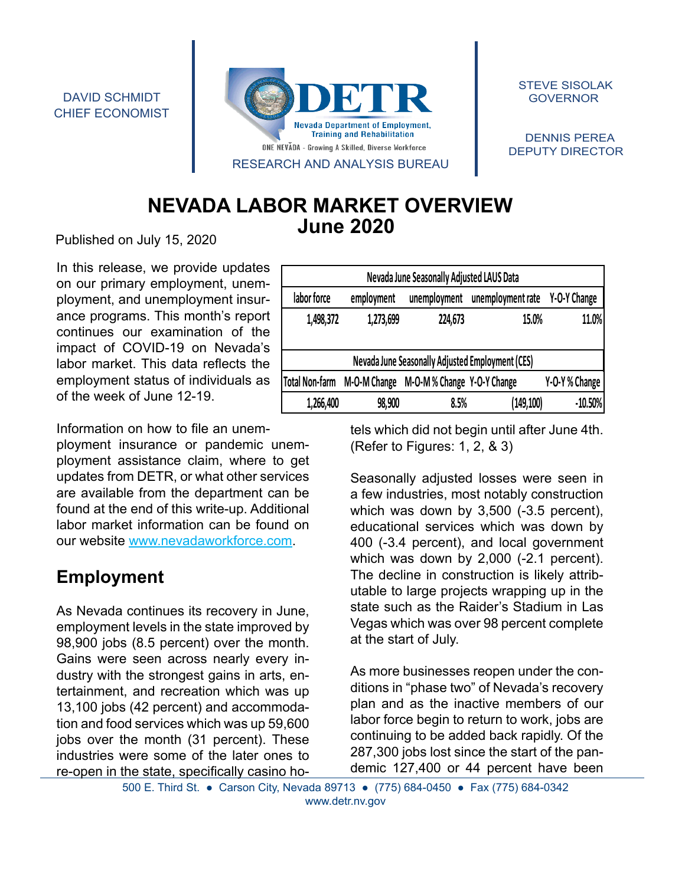DAVID SCHMIDT
CHIEF ECONOMIST

DETR
Nevada Department of Employment, Training and Rehabilitation
ONE NEVADA - Growing A Skilled, Diverse Workforce
RESEARCH AND ANALYSIS BUREAU

STEVE SISOLAK
GOVERNOR

DENNIS PEREA
DEPUTY DIRECTOR

# NEVADA LABOR MARKET OVERVIEW
# June 2020

Published on July 15, 2020

In this release, we provide updates on our primary employment, unemployment, and unemployment insurance programs. This month's report continues our examination of the impact of COVID-19 on Nevada's labor market. This data reflects the employment status of individuals as of the week of June 12-19.

| Nevada June Seasonally Adjusted LAUS Data | | | | |
|---|---|---|---|---|
| labor force | employment | unemployment | unemployment rate | Y-O-Y Change |
| 1,498,372 | 1,273,699 | 224,673 | 15.0% | 11.0% |

| Nevada June Seasonally Adjusted Employment (CES) | | | | |
|---|---|---|---|---|
| Total Non-farm | M-O-M Change | M-O-M % Change | Y-O-Y Change | Y-O-Y % Change |
| 1,266,400 | 98,900 | 8.5% | (149,100) | -10.50% |

Information on how to file an unemployment insurance or pandemic unemployment assistance claim, where to get updates from DETR, or what other services are available from the department can be found at the end of this write-up. Additional labor market information can be found on our website www.nevadaworkforce.com.

## Employment

As Nevada continues its recovery in June, employment levels in the state improved by 98,900 jobs (8.5 percent) over the month. Gains were seen across nearly every industry with the strongest gains in arts, entertainment, and recreation which was up 13,100 jobs (42 percent) and accommodation and food services which was up 59,600 jobs over the month (31 percent). These industries were some of the later ones to re-open in the state, specifically casino hotels which did not begin until after June 4th. (Refer to Figures: 1, 2, & 3)

Seasonally adjusted losses were seen in a few industries, most notably construction which was down by 3,500 (-3.5 percent), educational services which was down by 400 (-3.4 percent), and local government which was down by 2,000 (-2.1 percent). The decline in construction is likely attributable to large projects wrapping up in the state such as the Raider's Stadium in Las Vegas which was over 98 percent complete at the start of July.

As more businesses reopen under the conditions in "phase two" of Nevada's recovery plan and as the inactive members of our labor force begin to return to work, jobs are continuing to be added back rapidly. Of the 287,300 jobs lost since the start of the pandemic 127,400 or 44 percent have been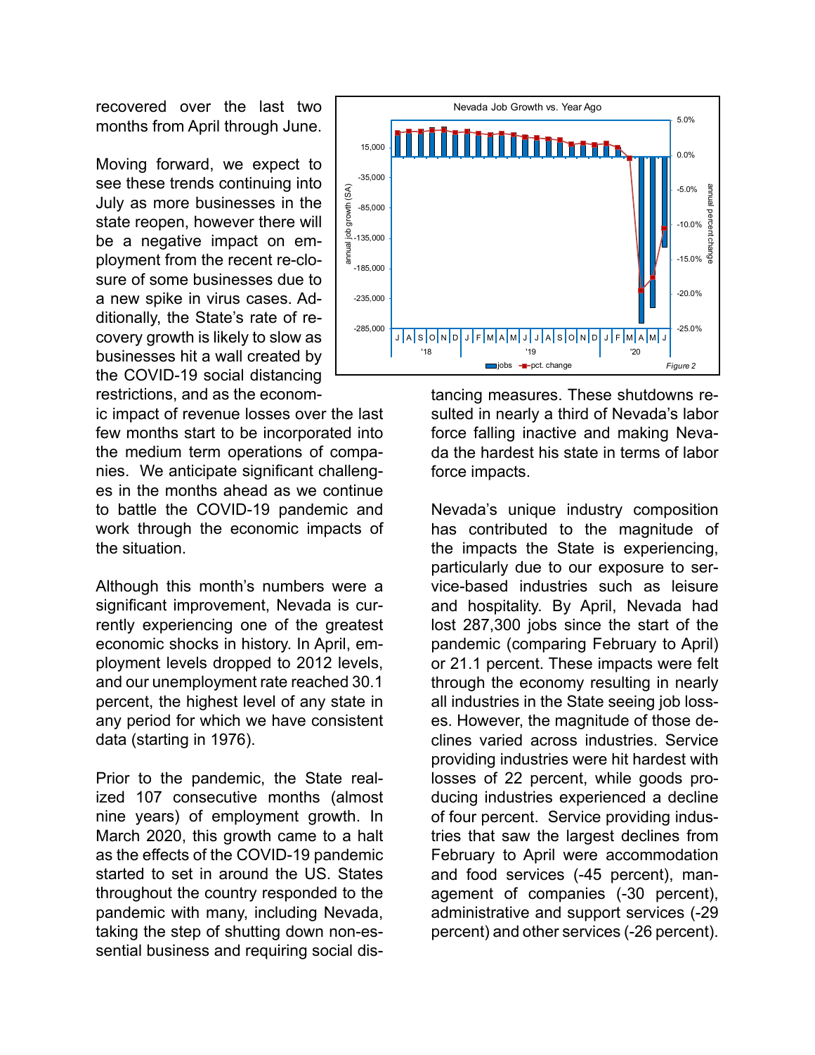recovered over the last two months from April through June.

Moving forward, we expect to see these trends continuing into July as more businesses in the state reopen, however there will be a negative impact on employment from the recent re-closure of some businesses due to a new spike in virus cases. Additionally, the State's rate of recovery growth is likely to slow as businesses hit a wall created by the COVID-19 social distancing restrictions, and as the economic impact of revenue losses over the last few months start to be incorporated into the medium term operations of companies. We anticipate significant challenges in the months ahead as we continue to battle the COVID-19 pandemic and work through the economic impacts of the situation.

Nevada Job Growth vs. Year Ago

annual job growth (SA)

15,000
-35,000
-85,000
-135,000
-185,000
-235,000
-285,000

annual percent change

5.0%
0.0%
-5.0%
-10.0%
-15.0%
-20.0%
-25.0%

J A S O N D J F M A M J J A S O N D J F M A M J

'18 '19 '20

jobs — pct. change

*Figure 2*

Although this month's numbers were a significant improvement, Nevada is currently experiencing one of the greatest economic shocks in history. In April, employment levels dropped to 2012 levels, and our unemployment rate reached 30.1 percent, the highest level of any state in any period for which we have consistent data (starting in 1976).

Prior to the pandemic, the State realized 107 consecutive months (almost nine years) of employment growth. In March 2020, this growth came to a halt as the effects of the COVID-19 pandemic started to set in around the US. States throughout the country responded to the pandemic with many, including Nevada, taking the step of shutting down non-essential business and requiring social distancing measures. These shutdowns resulted in nearly a third of Nevada's labor force falling inactive and making Nevada the hardest his state in terms of labor force impacts.

Nevada's unique industry composition has contributed to the magnitude of the impacts the State is experiencing, particularly due to our exposure to service-based industries such as leisure and hospitality. By April, Nevada had lost 287,300 jobs since the start of the pandemic (comparing February to April) or 21.1 percent. These impacts were felt through the economy resulting in nearly all industries in the State seeing job losses. However, the magnitude of those declines varied across industries. Service providing industries were hit hardest with losses of 22 percent, while goods producing industries experienced a decline of four percent. Service providing industries that saw the largest declines from February to April were accommodation and food services (-45 percent), management of companies (-30 percent), administrative and support services (-29 percent) and other services (-26 percent).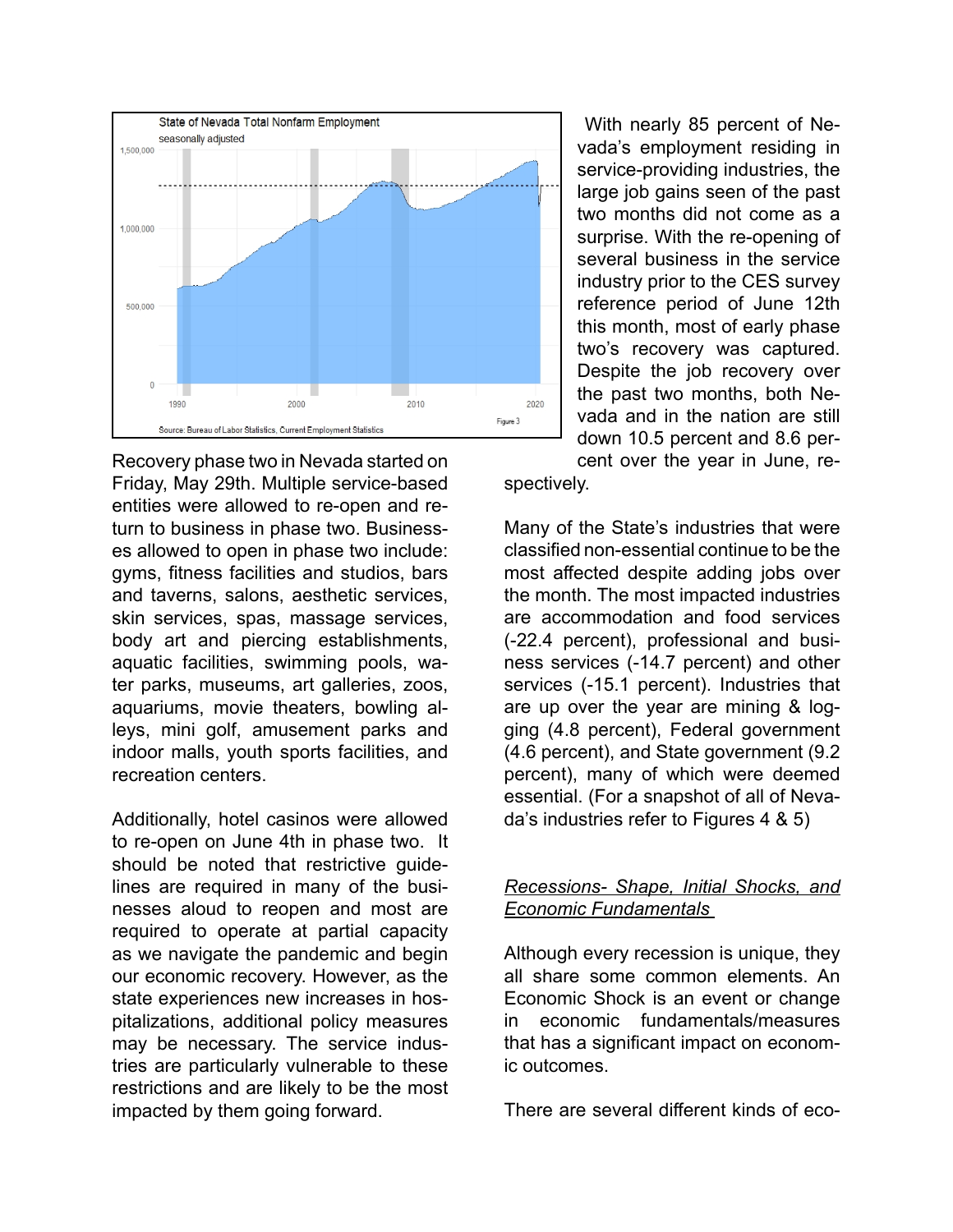State of Nevada Total Nonfarm Employment
seasonally adjusted

1,500,000
1,000,000
500,000
0

1990
2000
2010
2020

Figure 3

Source: Bureau of Labor Statistics, Current Employment Statistics

Recovery phase two in Nevada started on Friday, May 29th. Multiple service-based entities were allowed to re-open and return to business in phase two. Businesses allowed to open in phase two include: gyms, fitness facilities and studios, bars and taverns, salons, aesthetic services, skin services, spas, massage services, body art and piercing establishments, aquatic facilities, swimming pools, water parks, museums, art galleries, zoos, aquariums, movie theaters, bowling alleys, mini golf, amusement parks and indoor malls, youth sports facilities, and recreation centers.

Additionally, hotel casinos were allowed to re-open on June 4th in phase two. It should be noted that restrictive guidelines are required in many of the businesses aloud to reopen and most are required to operate at partial capacity as we navigate the pandemic and begin our economic recovery. However, as the state experiences new increases in hospitalizations, additional policy measures may be necessary. The service industries are particularly vulnerable to these restrictions and are likely to be the most impacted by them going forward.

With nearly 85 percent of Nevada's employment residing in service-providing industries, the large job gains seen of the past two months did not come as a surprise. With the re-opening of several business in the service industry prior to the CES survey reference period of June 12th this month, most of early phase two's recovery was captured. Despite the job recovery over the past two months, both Nevada and in the nation are still down 10.5 percent and 8.6 percent over the year in June, respectively.

Many of the State's industries that were classified non-essential continue to be the most affected despite adding jobs over the month. The most impacted industries are accommodation and food services (-22.4 percent), professional and business services (-14.7 percent) and other services (-15.1 percent). Industries that are up over the year are mining & logging (4.8 percent), Federal government (4.6 percent), and State government (9.2 percent), many of which were deemed essential. (For a snapshot of all of Nevada's industries refer to Figures 4 & 5)

### *Recessions- Shape, Initial Shocks, and Economic Fundamentals*

Although every recession is unique, they all share some common elements. An Economic Shock is an event or change in economic fundamentals/measures that has a significant impact on economic outcomes.

There are several different kinds of eco-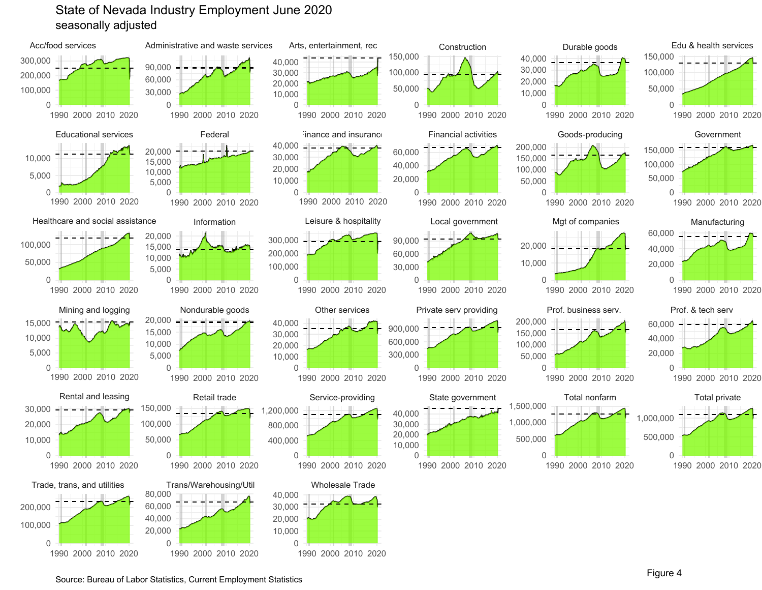# State of Nevada Industry Employment June 2020

seasonally adjusted

Source: Bureau of Labor Statistics, Current Employment Statistics

Figure 4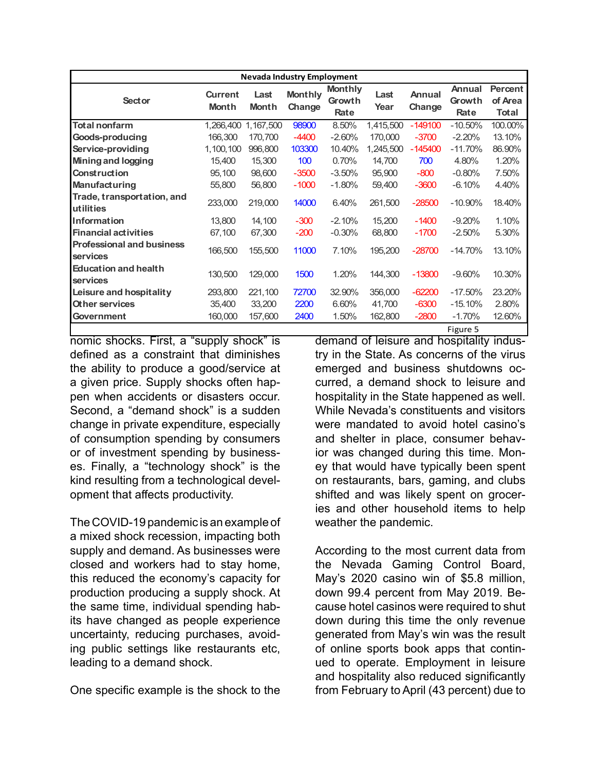| Nevada Industry Employment | | | | | | | | | |
|---|---|---|---|---|---|---|---|---|---|
| Sector | Current Month | Last Month | Monthly Change | Monthly Growth Rate | Last Year | Annual Change | Annual Growth Rate | Percent of Area Total |
| Total nonfarm | 1,266,400 | 1,167,500 | 98900 | 8.50% | 1,415,500 | -149100 | -10.50% | 100.00% |
| Goods-producing | 166,300 | 170,700 | -4400 | -2.60% | 170,000 | -3700 | -2.20% | 13.10% |
| Service-providing | 1,100,100 | 996,800 | 103300 | 10.40% | 1,245,500 | -145400 | -11.70% | 86.90% |
| Mining and logging | 15,400 | 15,300 | 100 | 0.70% | 14,700 | 700 | 4.80% | 1.20% |
| Construction | 95,100 | 98,600 | -3500 | -3.50% | 95,900 | -800 | -0.80% | 7.50% |
| Manufacturing | 55,800 | 56,800 | -1000 | -1.80% | 59,400 | -3600 | -6.10% | 4.40% |
| Trade, transportation, and utilities | 233,000 | 219,000 | 14000 | 6.40% | 261,500 | -28500 | -10.90% | 18.40% |
| Information | 13,800 | 14,100 | -300 | -2.10% | 15,200 | -1400 | -9.20% | 1.10% |
| Financial activities | 67,100 | 67,300 | -200 | -0.30% | 68,800 | -1700 | -2.50% | 5.30% |
| Professional and business services | 166,500 | 155,500 | 11000 | 7.10% | 195,200 | -28700 | -14.70% | 13.10% |
| Education and health services | 130,500 | 129,000 | 1500 | 1.20% | 144,300 | -13800 | -9.60% | 10.30% |
| Leisure and hospitality | 293,800 | 221,100 | 72700 | 32.90% | 356,000 | -62200 | -17.50% | 23.20% |
| Other services | 35,400 | 33,200 | 2200 | 6.60% | 41,700 | -6300 | -15.10% | 2.80% |
| Government | 160,000 | 157,600 | 2400 | 1.50% | 162,800 | -2800 | -1.70% | 12.60% |

Figure 5

nomic shocks. First, a "supply shock" is defined as a constraint that diminishes the ability to produce a good/service at a given price. Supply shocks often happen when accidents or disasters occur. Second, a "demand shock" is a sudden change in private expenditure, especially of consumption spending by consumers or of investment spending by businesses. Finally, a "technology shock" is the kind resulting from a technological development that affects productivity.

The COVID-19 pandemic is an example of a mixed shock recession, impacting both supply and demand. As businesses were closed and workers had to stay home, this reduced the economy's capacity for production producing a supply shock. At the same time, individual spending habits have changed as people experience uncertainty, reducing purchases, avoiding public settings like restaurants etc, leading to a demand shock.

One specific example is the shock to the demand of leisure and hospitality industry in the State. As concerns of the virus emerged and business shutdowns occurred, a demand shock to leisure and hospitality in the State happened as well. While Nevada's constituents and visitors were mandated to avoid hotel casino's and shelter in place, consumer behavior was changed during this time. Money that would have typically been spent on restaurants, bars, gaming, and clubs shifted and was likely spent on groceries and other household items to help weather the pandemic.

According to the most current data from the Nevada Gaming Control Board, May's 2020 casino win of $5.8 million, down 99.4 percent from May 2019. Because hotel casinos were required to shut down during this time the only revenue generated from May's win was the result of online sports book apps that continued to operate. Employment in leisure and hospitality also reduced significantly from February to April (43 percent) due to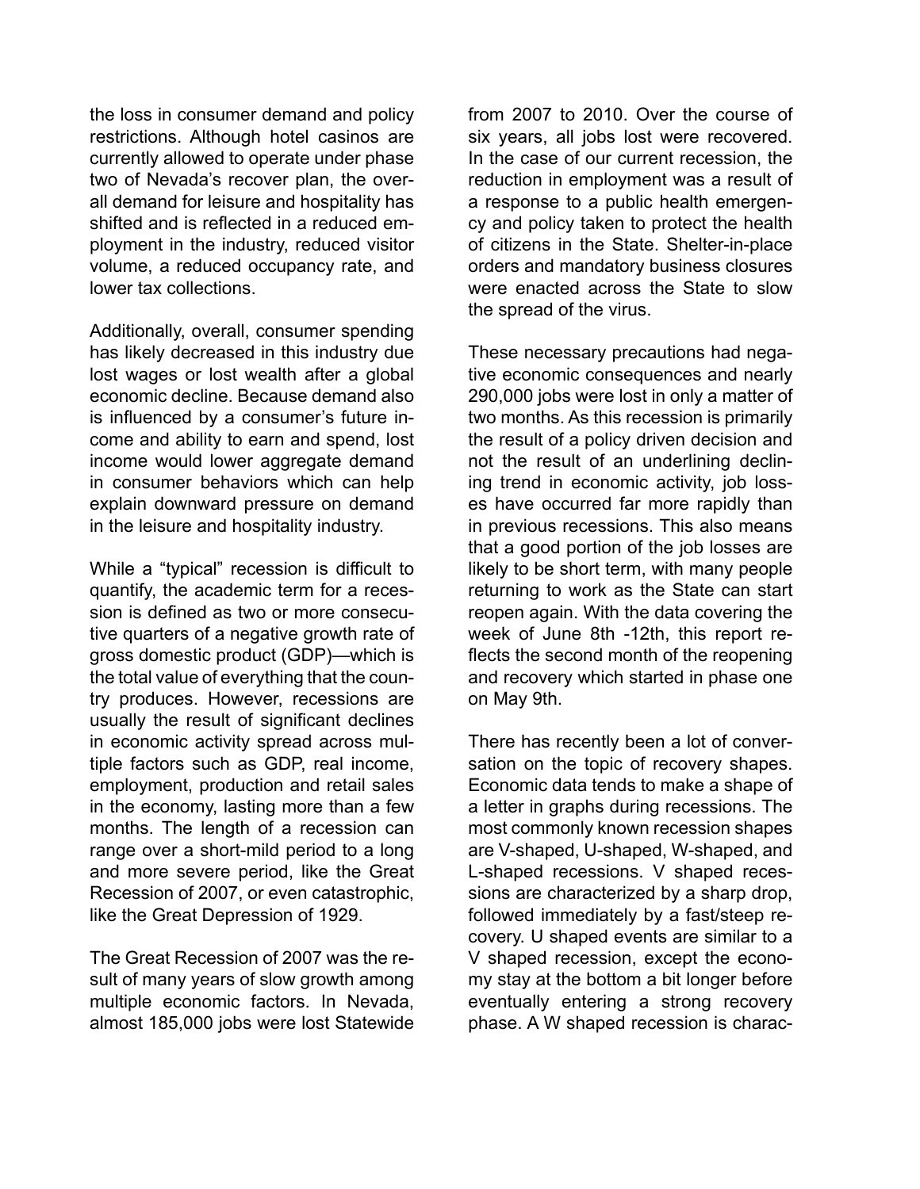the loss in consumer demand and policy restrictions. Although hotel casinos are currently allowed to operate under phase two of Nevada's recover plan, the overall demand for leisure and hospitality has shifted and is reflected in a reduced employment in the industry, reduced visitor volume, a reduced occupancy rate, and lower tax collections.

Additionally, overall, consumer spending has likely decreased in this industry due lost wages or lost wealth after a global economic decline. Because demand also is influenced by a consumer's future income and ability to earn and spend, lost income would lower aggregate demand in consumer behaviors which can help explain downward pressure on demand in the leisure and hospitality industry.

While a "typical" recession is difficult to quantify, the academic term for a recession is defined as two or more consecutive quarters of a negative growth rate of gross domestic product (GDP)—which is the total value of everything that the country produces. However, recessions are usually the result of significant declines in economic activity spread across multiple factors such as GDP, real income, employment, production and retail sales in the economy, lasting more than a few months. The length of a recession can range over a short-mild period to a long and more severe period, like the Great Recession of 2007, or even catastrophic, like the Great Depression of 1929.

The Great Recession of 2007 was the result of many years of slow growth among multiple economic factors. In Nevada, almost 185,000 jobs were lost Statewide from 2007 to 2010. Over the course of six years, all jobs lost were recovered. In the case of our current recession, the reduction in employment was a result of a response to a public health emergency and policy taken to protect the health of citizens in the State. Shelter-in-place orders and mandatory business closures were enacted across the State to slow the spread of the virus.

These necessary precautions had negative economic consequences and nearly 290,000 jobs were lost in only a matter of two months. As this recession is primarily the result of a policy driven decision and not the result of an underlining declining trend in economic activity, job losses have occurred far more rapidly than in previous recessions. This also means that a good portion of the job losses are likely to be short term, with many people returning to work as the State can start reopen again. With the data covering the week of June 8th -12th, this report reflects the second month of the reopening and recovery which started in phase one on May 9th.

There has recently been a lot of conversation on the topic of recovery shapes. Economic data tends to make a shape of a letter in graphs during recessions. The most commonly known recession shapes are V-shaped, U-shaped, W-shaped, and L-shaped recessions. V shaped recessions are characterized by a sharp drop, followed immediately by a fast/steep recovery. U shaped events are similar to a V shaped recession, except the economy stay at the bottom a bit longer before eventually entering a strong recovery phase. A W shaped recession is charac-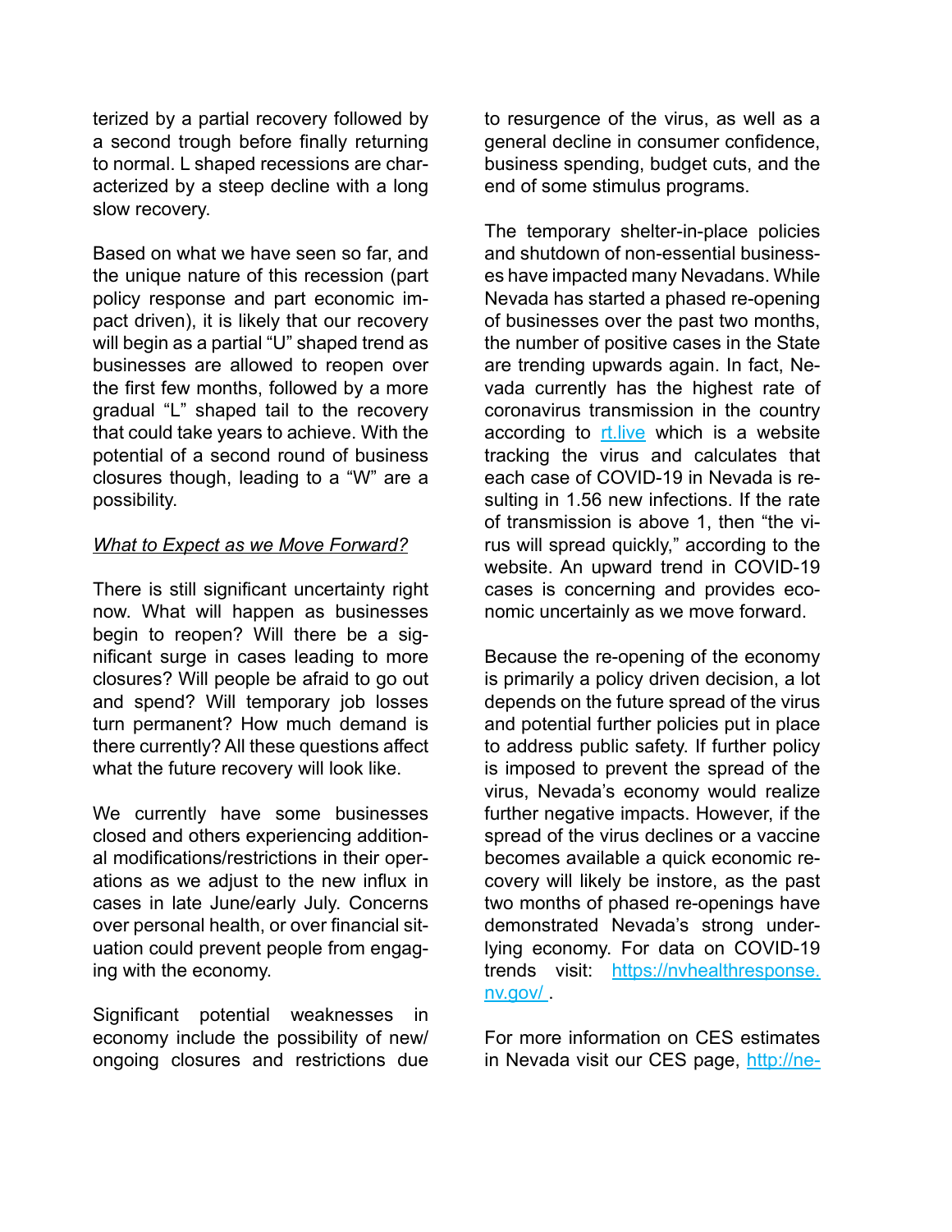terized by a partial recovery followed by a second trough before finally returning to normal. L shaped recessions are characterized by a steep decline with a long slow recovery.

Based on what we have seen so far, and the unique nature of this recession (part policy response and part economic impact driven), it is likely that our recovery will begin as a partial "U" shaped trend as businesses are allowed to reopen over the first few months, followed by a more gradual "L" shaped tail to the recovery that could take years to achieve. With the potential of a second round of business closures though, leading to a "W" are a possibility.

*<u>What to Expect as we Move Forward?</u>*

There is still significant uncertainty right now. What will happen as businesses begin to reopen? Will there be a significant surge in cases leading to more closures? Will people be afraid to go out and spend? Will temporary job losses turn permanent? How much demand is there currently? All these questions affect what the future recovery will look like.

We currently have some businesses closed and others experiencing additional modifications/restrictions in their operations as we adjust to the new influx in cases in late June/early July. Concerns over personal health, or over financial situation could prevent people from engaging with the economy.

Significant potential weaknesses in economy include the possibility of new/ongoing closures and restrictions due to resurgence of the virus, as well as a general decline in consumer confidence, business spending, budget cuts, and the end of some stimulus programs.

The temporary shelter-in-place policies and shutdown of non-essential businesses have impacted many Nevadans. While Nevada has started a phased re-opening of businesses over the past two months, the number of positive cases in the State are trending upwards again. In fact, Nevada currently has the highest rate of coronavirus transmission in the country according to [rt.live](rt.live) which is a website tracking the virus and calculates that each case of COVID-19 in Nevada is resulting in 1.56 new infections. If the rate of transmission is above 1, then "the virus will spread quickly," according to the website. An upward trend in COVID-19 cases is concerning and provides economic uncertainly as we move forward.

Because the re-opening of the economy is primarily a policy driven decision, a lot depends on the future spread of the virus and potential further policies put in place to address public safety. If further policy is imposed to prevent the spread of the virus, Nevada's economy would realize further negative impacts. However, if the spread of the virus declines or a vaccine becomes available a quick economic recovery will likely be instore, as the past two months of phased re-openings have demonstrated Nevada's strong underlying economy. For data on COVID-19 trends visit: [https://nvhealthresponse.nv.gov/](https://nvhealthresponse.nv.gov/) .

For more information on CES estimates in Nevada visit our CES page, http://ne-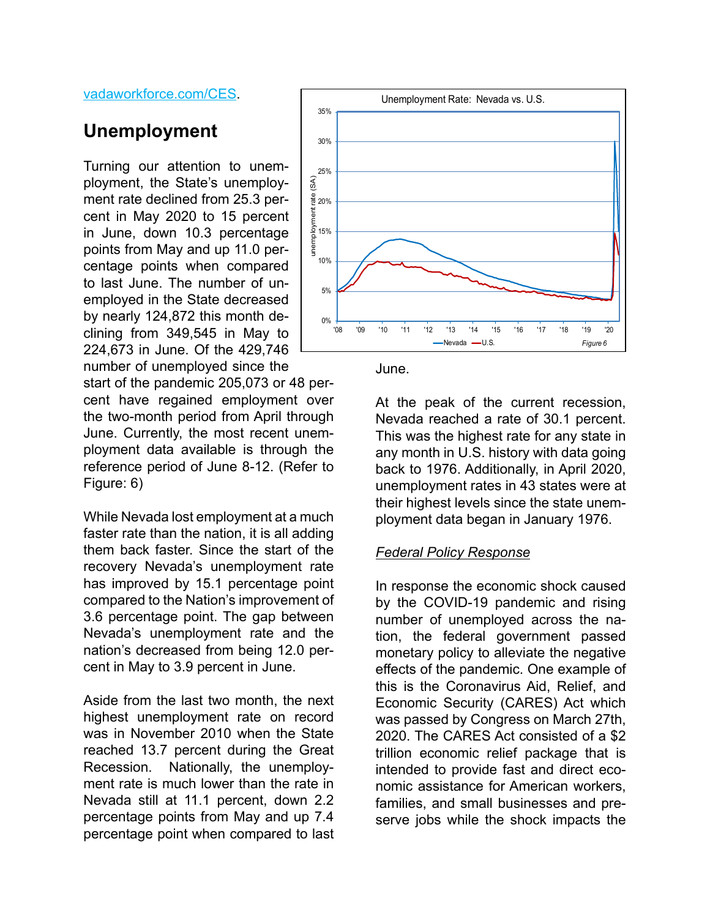vadaworkforce.com/CES.

## Unemployment

Turning our attention to unemployment, the State's unemployment rate declined from 25.3 percent in May 2020 to 15 percent in June, down 10.3 percentage points from May and up 11.0 percentage points when compared to last June. The number of unemployed in the State decreased by nearly 124,872 this month declining from 349,545 in May to 224,673 in June. Of the 429,746 number of unemployed since the start of the pandemic 205,073 or 48 percent have regained employment over the two-month period from April through June. Currently, the most recent unemployment data available is through the reference period of June 8-12. (Refer to Figure: 6)

Unemployment Rate: Nevada vs. U.S.

35%
30%
25%
20%
15%
10%
5%
0%

unemployment rate (SA)

'08 '09 '10 '11 '12 '13 '14 '15 '16 '17 '18 '19 '20

Nevada U.S.

*Figure 6*

While Nevada lost employment at a much faster rate than the nation, it is all adding them back faster. Since the start of the recovery Nevada's unemployment rate has improved by 15.1 percentage point compared to the Nation's improvement of 3.6 percentage point. The gap between Nevada's unemployment rate and the nation's decreased from being 12.0 percent in May to 3.9 percent in June.

Aside from the last two month, the next highest unemployment rate on record was in November 2010 when the State reached 13.7 percent during the Great Recession. Nationally, the unemployment rate is much lower than the rate in Nevada still at 11.1 percent, down 2.2 percentage points from May and up 7.4 percentage point when compared to last June.

At the peak of the current recession, Nevada reached a rate of 30.1 percent. This was the highest rate for any state in any month in U.S. history with data going back to 1976. Additionally, in April 2020, unemployment rates in 43 states were at their highest levels since the state unemployment data began in January 1976.

*Federal Policy Response*

In response the economic shock caused by the COVID-19 pandemic and rising number of unemployed across the nation, the federal government passed monetary policy to alleviate the negative effects of the pandemic. One example of this is the Coronavirus Aid, Relief, and Economic Security (CARES) Act which was passed by Congress on March 27th, 2020. The CARES Act consisted of a $2 trillion economic relief package that is intended to provide fast and direct economic assistance for American workers, families, and small businesses and preserve jobs while the shock impacts the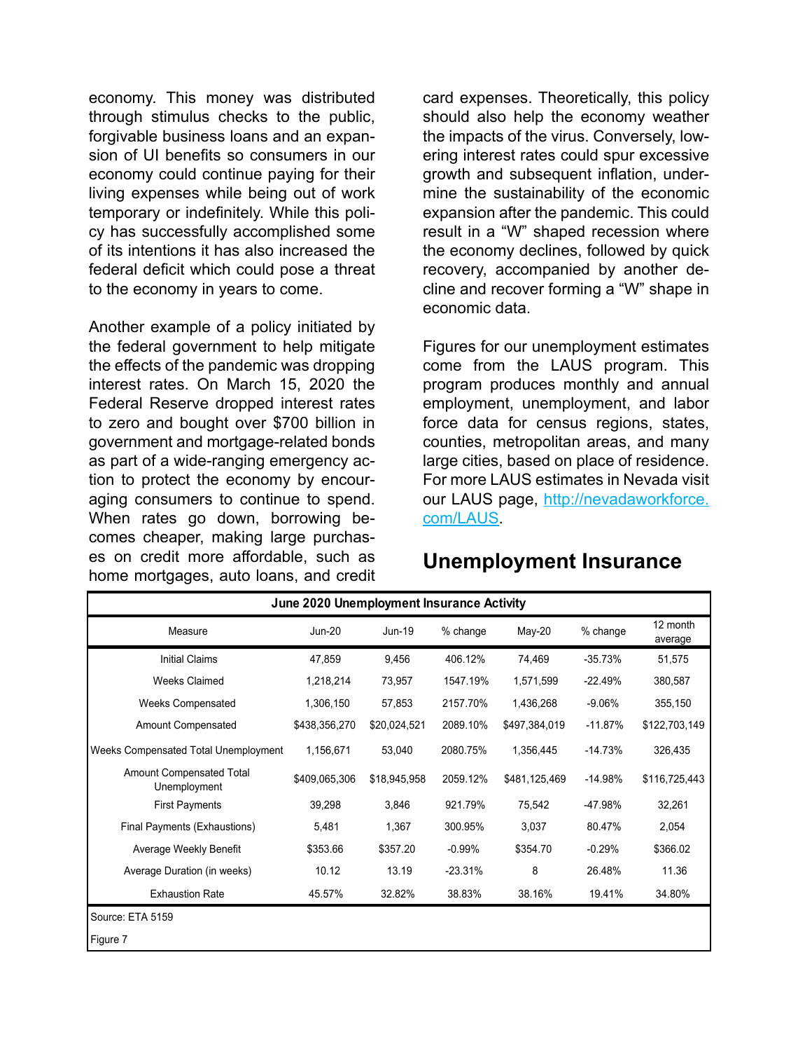economy. This money was distributed through stimulus checks to the public, forgivable business loans and an expansion of UI benefits so consumers in our economy could continue paying for their living expenses while being out of work temporary or indefinitely. While this policy has successfully accomplished some of its intentions it has also increased the federal deficit which could pose a threat to the economy in years to come.

Another example of a policy initiated by the federal government to help mitigate the effects of the pandemic was dropping interest rates. On March 15, 2020 the Federal Reserve dropped interest rates to zero and bought over $700 billion in government and mortgage-related bonds as part of a wide-ranging emergency action to protect the economy by encouraging consumers to continue to spend. When rates go down, borrowing becomes cheaper, making large purchases on credit more affordable, such as home mortgages, auto loans, and credit card expenses. Theoretically, this policy should also help the economy weather the impacts of the virus. Conversely, lowering interest rates could spur excessive growth and subsequent inflation, undermine the sustainability of the economic expansion after the pandemic. This could result in a "W" shaped recession where the economy declines, followed by quick recovery, accompanied by another decline and recover forming a "W" shape in economic data.

Figures for our unemployment estimates come from the LAUS program. This program produces monthly and annual employment, unemployment, and labor force data for census regions, states, counties, metropolitan areas, and many large cities, based on place of residence. For more LAUS estimates in Nevada visit our LAUS page, [http://nevadaworkforce.com/LAUS](http://nevadaworkforce.com/LAUS).

## Unemployment Insurance

**June 2020 Unemployment Insurance Activity**

| Measure | Jun-20 | Jun-19 | % change | May-20 | % change | 12 month average |
|---|---|---|---|---|---|---|
| Initial Claims | 47,859 | 9,456 | 406.12% | 74,469 | -35.73% | 51,575 |
| Weeks Claimed | 1,218,214 | 73,957 | 1547.19% | 1,571,599 | -22.49% | 380,587 |
| Weeks Compensated | 1,306,150 | 57,853 | 2157.70% | 1,436,268 | -9.06% | 355,150 |
| Amount Compensated | $438,356,270 | $20,024,521 | 2089.10% | $497,384,019 | -11.87% | $122,703,149 |
| Weeks Compensated Total Unemployment | 1,156,671 | 53,040 | 2080.75% | 1,356,445 | -14.73% | 326,435 |
| Amount Compensated Total Unemployment | $409,065,306 | $18,945,958 | 2059.12% | $481,125,469 | -14.98% | $116,725,443 |
| First Payments | 39,298 | 3,846 | 921.79% | 75,542 | -47.98% | 32,261 |
| Final Payments (Exhaustions) | 5,481 | 1,367 | 300.95% | 3,037 | 80.47% | 2,054 |
| Average Weekly Benefit | $353.66 | $357.20 | -0.99% | $354.70 | -0.29% | $366.02 |
| Average Duration (in weeks) | 10.12 | 13.19 | -23.31% | 8 | 26.48% | 11.36 |
| Exhaustion Rate | 45.57% | 32.82% | 38.83% | 38.16% | 19.41% | 34.80% |

Source: ETA 5159

Figure 7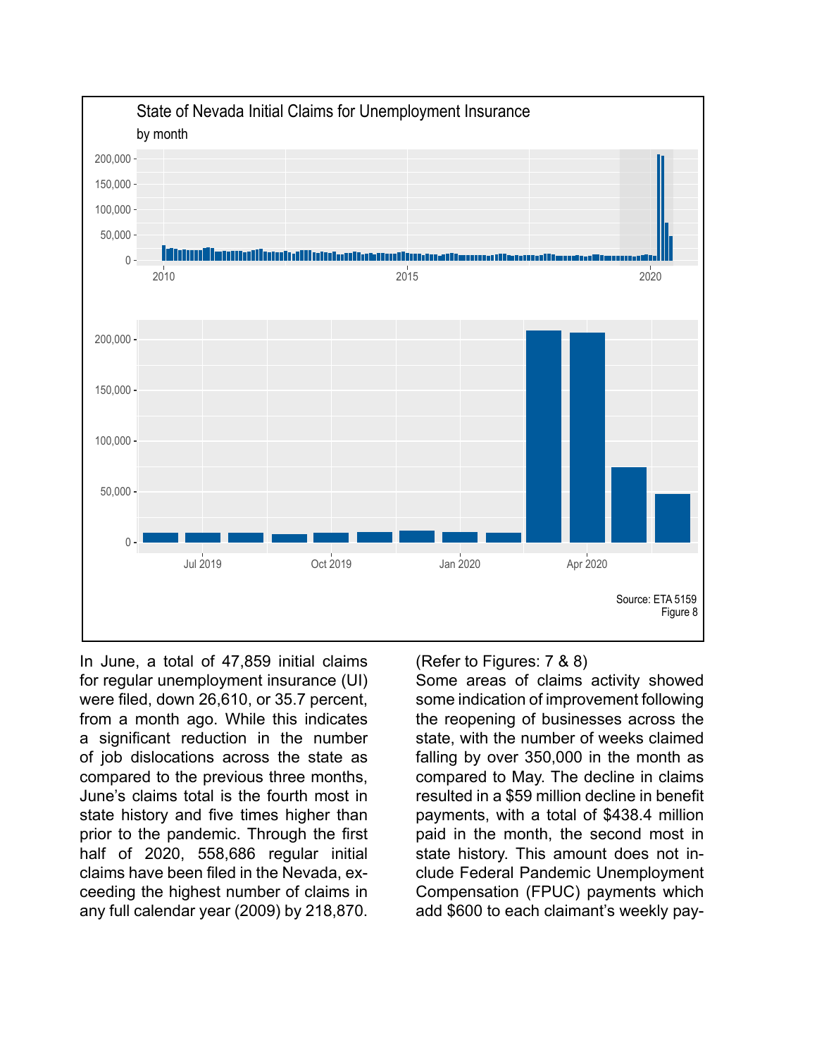State of Nevada Initial Claims for Unemployment Insurance

by month

200,000
150,000
100,000
50,000
0

2010
2015
2020

200,000
150,000
100,000
50,000
0

Jul 2019
Oct 2019
Jan 2020
Apr 2020

Source: ETA 5159

Figure 8

In June, a total of 47,859 initial claims for regular unemployment insurance (UI) were filed, down 26,610, or 35.7 percent, from a month ago. While this indicates a significant reduction in the number of job dislocations across the state as compared to the previous three months, June's claims total is the fourth most in state history and five times higher than prior to the pandemic. Through the first half of 2020, 558,686 regular initial claims have been filed in the Nevada, exceeding the highest number of claims in any full calendar year (2009) by 218,870. (Refer to Figures: 7 & 8)

Some areas of claims activity showed some indication of improvement following the reopening of businesses across the state, with the number of weeks claimed falling by over 350,000 in the month as compared to May. The decline in claims resulted in a $59 million decline in benefit payments, with a total of $438.4 million paid in the month, the second most in state history. This amount does not include Federal Pandemic Unemployment Compensation (FPUC) payments which add $600 to each claimant's weekly pay-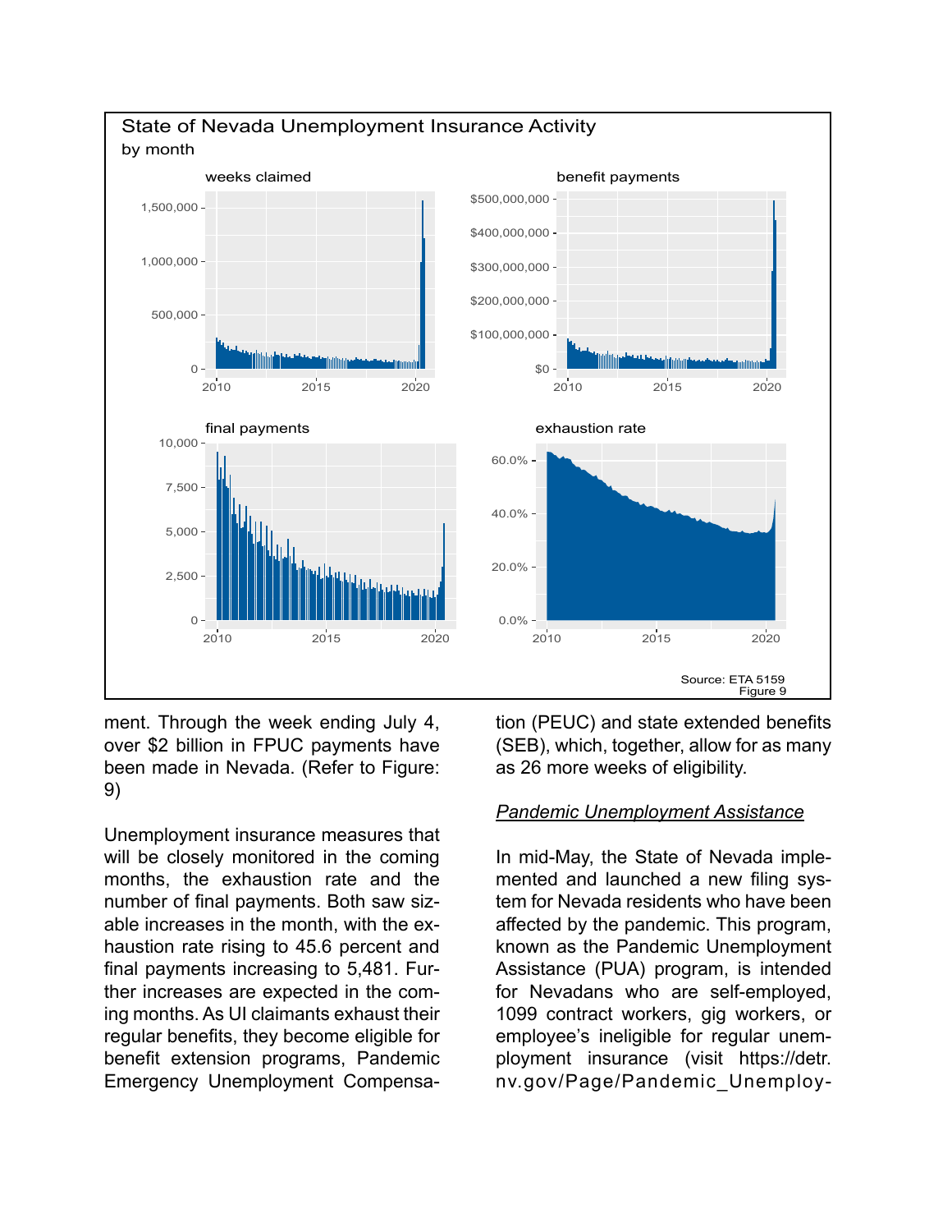State of Nevada Unemployment Insurance Activity
by month

weeks claimed
1,500,000
1,000,000
500,000
0
2010 2015 2020

benefit payments
$500,000,000
$400,000,000
$300,000,000
$200,000,000
$100,000,000
$0
2010 2015 2020

final payments
10,000
7,500
5,000
2,500
0
2010 2015 2020

exhaustion rate
60.0%
40.0%
20.0%
0.0%
2010 2015 2020

Source: ETA 5159
Figure 9

ment. Through the week ending July 4, over $2 billion in FPUC payments have been made in Nevada. (Refer to Figure: 9)

Unemployment insurance measures that will be closely monitored in the coming months, the exhaustion rate and the number of final payments. Both saw sizable increases in the month, with the exhaustion rate rising to 45.6 percent and final payments increasing to 5,481. Further increases are expected in the coming months. As UI claimants exhaust their regular benefits, they become eligible for benefit extension programs, Pandemic Emergency Unemployment Compensation (PEUC) and state extended benefits (SEB), which, together, allow for as many as 26 more weeks of eligibility.

*Pandemic Unemployment Assistance*

In mid-May, the State of Nevada implemented and launched a new filing system for Nevada residents who have been affected by the pandemic. This program, known as the Pandemic Unemployment Assistance (PUA) program, is intended for Nevadans who are self-employed, 1099 contract workers, gig workers, or employee's ineligible for regular unemployment insurance (visit https://detr.nv.gov/Page/Pandemic_Unemploy-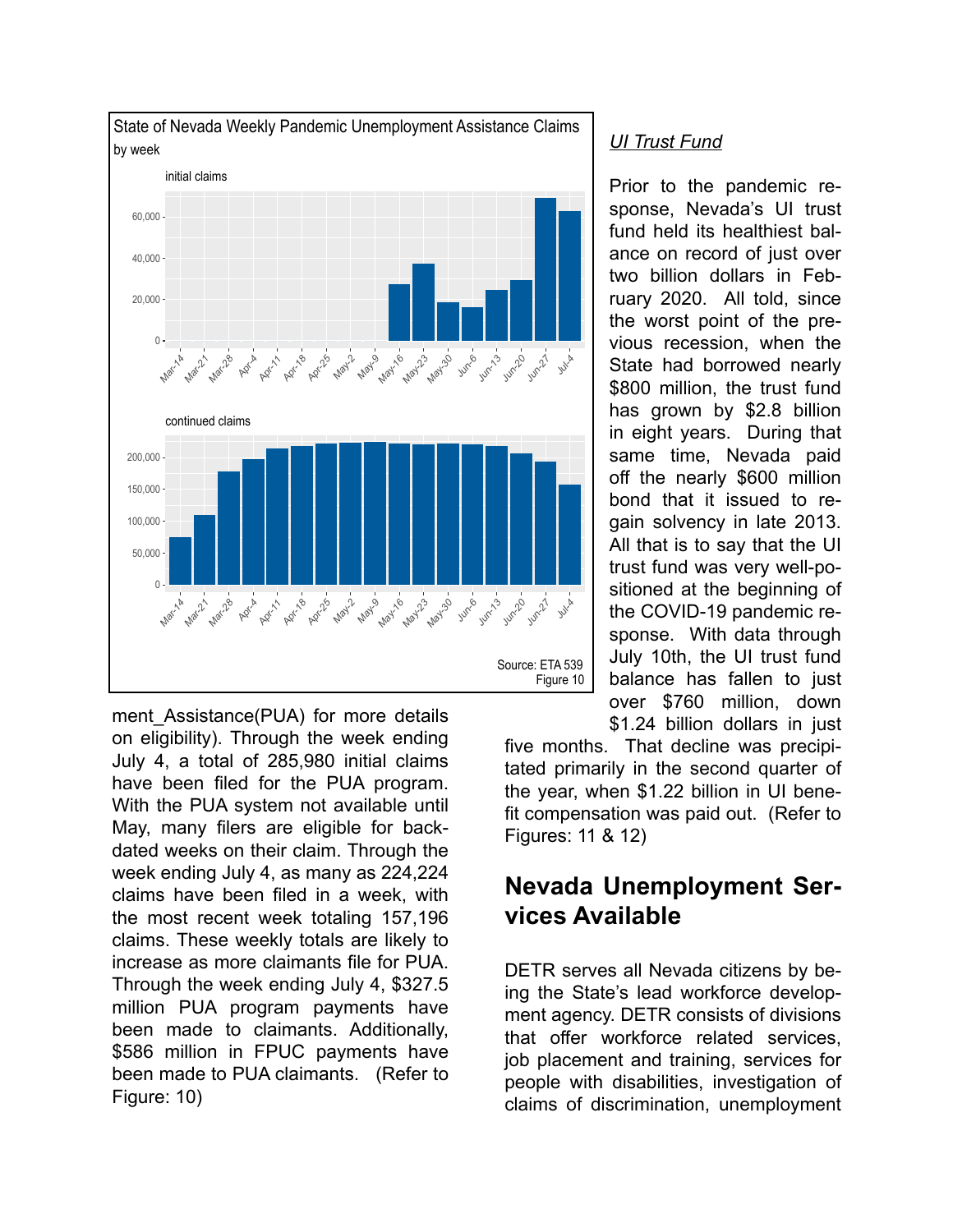State of Nevada Weekly Pandemic Unemployment Assistance Claims
by week

initial claims

60,000
40,000
20,000
0

Mar-14 Mar-21 Mar-28 Apr-4 Apr-11 Apr-18 Apr-25 May-2 May-9 May-16 May-23 May-30 Jun-6 Jun-13 Jun-20 Jun-27 Jul-4

continued claims

200,000
150,000
100,000
50,000
0

Mar-14 Mar-21 Mar-28 Apr-4 Apr-11 Apr-18 Apr-25 May-2 May-9 May-16 May-23 May-30 Jun-6 Jun-13 Jun-20 Jun-27 Jul-4

Source: ETA 539
Figure 10

ment_Assistance(PUA) for more details on eligibility). Through the week ending July 4, a total of 285,980 initial claims have been filed for the PUA program. With the PUA system not available until May, many filers are eligible for back-dated weeks on their claim. Through the week ending July 4, as many as 224,224 claims have been filed in a week, with the most recent week totaling 157,196 claims. These weekly totals are likely to increase as more claimants file for PUA. Through the week ending July 4, $327.5 million PUA program payments have been made to claimants. Additionally, $586 million in FPUC payments have been made to PUA claimants. (Refer to Figure: 10)

### *UI Trust Fund*

Prior to the pandemic response, Nevada's UI trust fund held its healthiest balance on record of just over two billion dollars in February 2020. All told, since the worst point of the previous recession, when the State had borrowed nearly $800 million, the trust fund has grown by $2.8 billion in eight years. During that same time, Nevada paid off the nearly $600 million bond that it issued to regain solvency in late 2013. All that is to say that the UI trust fund was very well-positioned at the beginning of the COVID-19 pandemic response. With data through July 10th, the UI trust fund balance has fallen to just over $760 million, down $1.24 billion dollars in just five months. That decline was precipitated primarily in the second quarter of the year, when $1.22 billion in UI benefit compensation was paid out. (Refer to Figures: 11 & 12)

## Nevada Unemployment Services Available

DETR serves all Nevada citizens by being the State's lead workforce development agency. DETR consists of divisions that offer workforce related services, job placement and training, services for people with disabilities, investigation of claims of discrimination, unemployment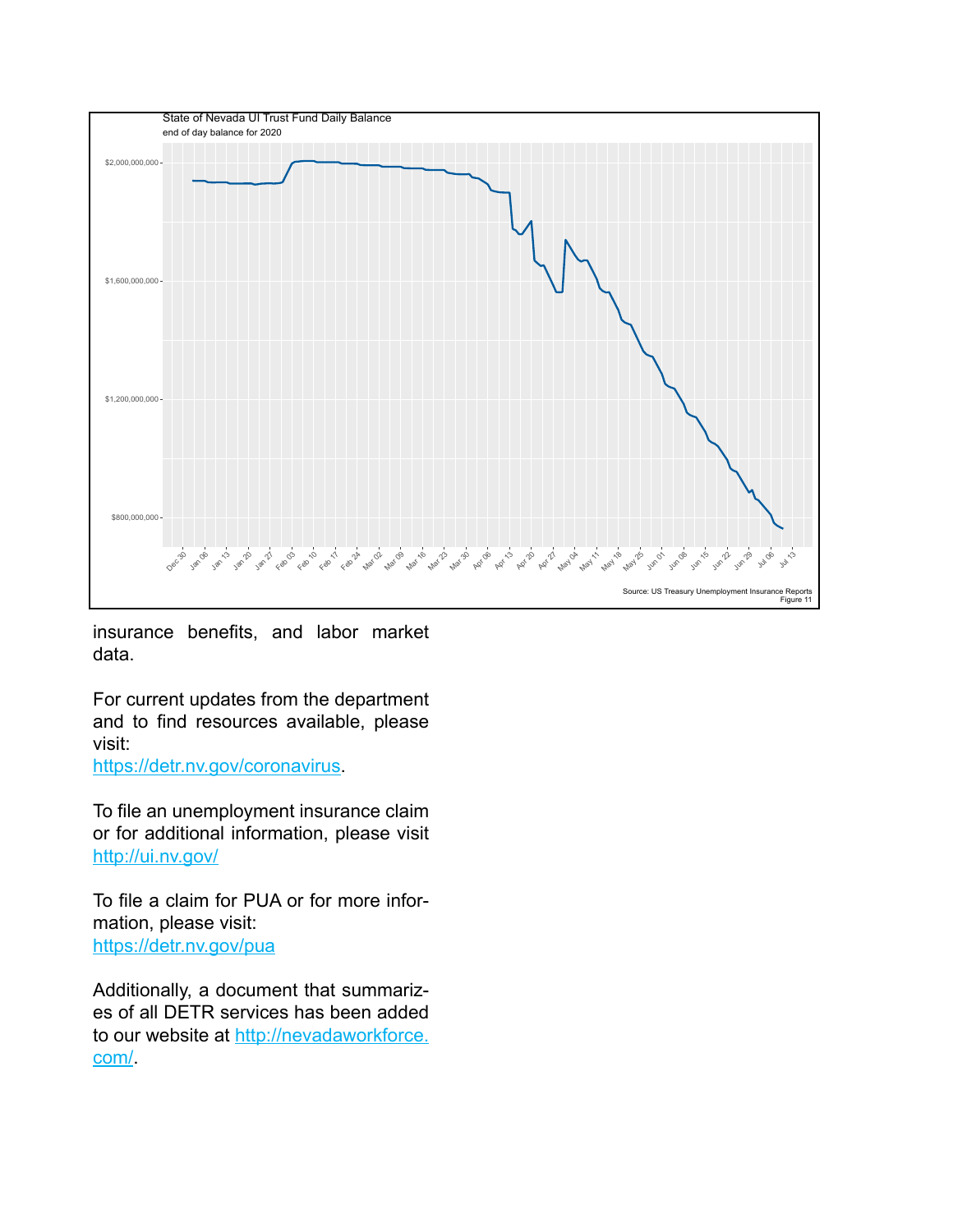State of Nevada UI Trust Fund Daily Balance
end of day balance for 2020

$2,000,000,000
$1,600,000,000
$1,200,000,000
$800,000,000

Dec 30
Jan 06
Jan 13
Jan 20
Jan 27
Feb 03
Feb 10
Feb 17
Feb 24
Mar 02
Mar 09
Mar 16
Mar 23
Mar 30
Apr 06
Apr 13
Apr 20
Apr 27
May 04
May 11
May 18
May 25
Jun 01
Jun 08
Jun 15
Jun 22
Jun 29
Jul 06
Jul 13

Source: US Treasury Unemployment Insurance Reports
Figure 11

insurance benefits, and labor market data.

For current updates from the department and to find resources available, please visit:
[https://detr.nv.gov/coronavirus](https://detr.nv.gov/coronavirus).

To file an unemployment insurance claim or for additional information, please visit
[http://ui.nv.gov/](http://ui.nv.gov/)

To file a claim for PUA or for more information, please visit:
[https://detr.nv.gov/pua](https://detr.nv.gov/pua)

Additionally, a document that summarizes of all DETR services has been added to our website at [http://nevadaworkforce.com/](http://nevadaworkforce.com/).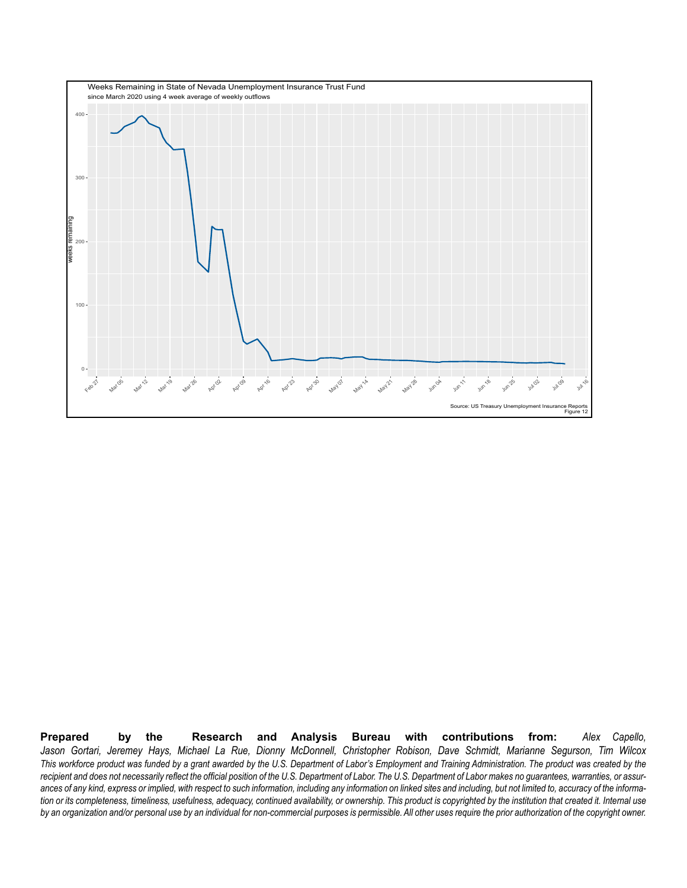Weeks Remaining in State of Nevada Unemployment Insurance Trust Fund

since March 2020 using 4 week average of weekly outflows

weeks remaining

400

300

200

100

0

Feb 27
Mar 05
Mar 12
Mar 19
Mar 26
Apr 02
Apr 09
Apr 16
Apr 23
Apr 30
May 07
May 14
May 21
May 28
Jun 04
Jun 11
Jun 18
Jun 25
Jul 02
Jul 09
Jul 16

Source: US Treasury Unemployment Insurance Reports
Figure 12

**Prepared by the Research and Analysis Bureau with contributions from:** *Alex Capello, Jason Gortari, Jeremey Hays, Michael La Rue, Dionny McDonnell, Christopher Robison, Dave Schmidt, Marianne Segurson, Tim Wilcox*

*This workforce product was funded by a grant awarded by the U.S. Department of Labor's Employment and Training Administration. The product was created by the recipient and does not necessarily reflect the official position of the U.S. Department of Labor. The U.S. Department of Labor makes no guarantees, warranties, or assurances of any kind, express or implied, with respect to such information, including any information on linked sites and including, but not limited to, accuracy of the information or its completeness, timeliness, usefulness, adequacy, continued availability, or ownership. This product is copyrighted by the institution that created it. Internal use by an organization and/or personal use by an individual for non-commercial purposes is permissible. All other uses require the prior authorization of the copyright owner.*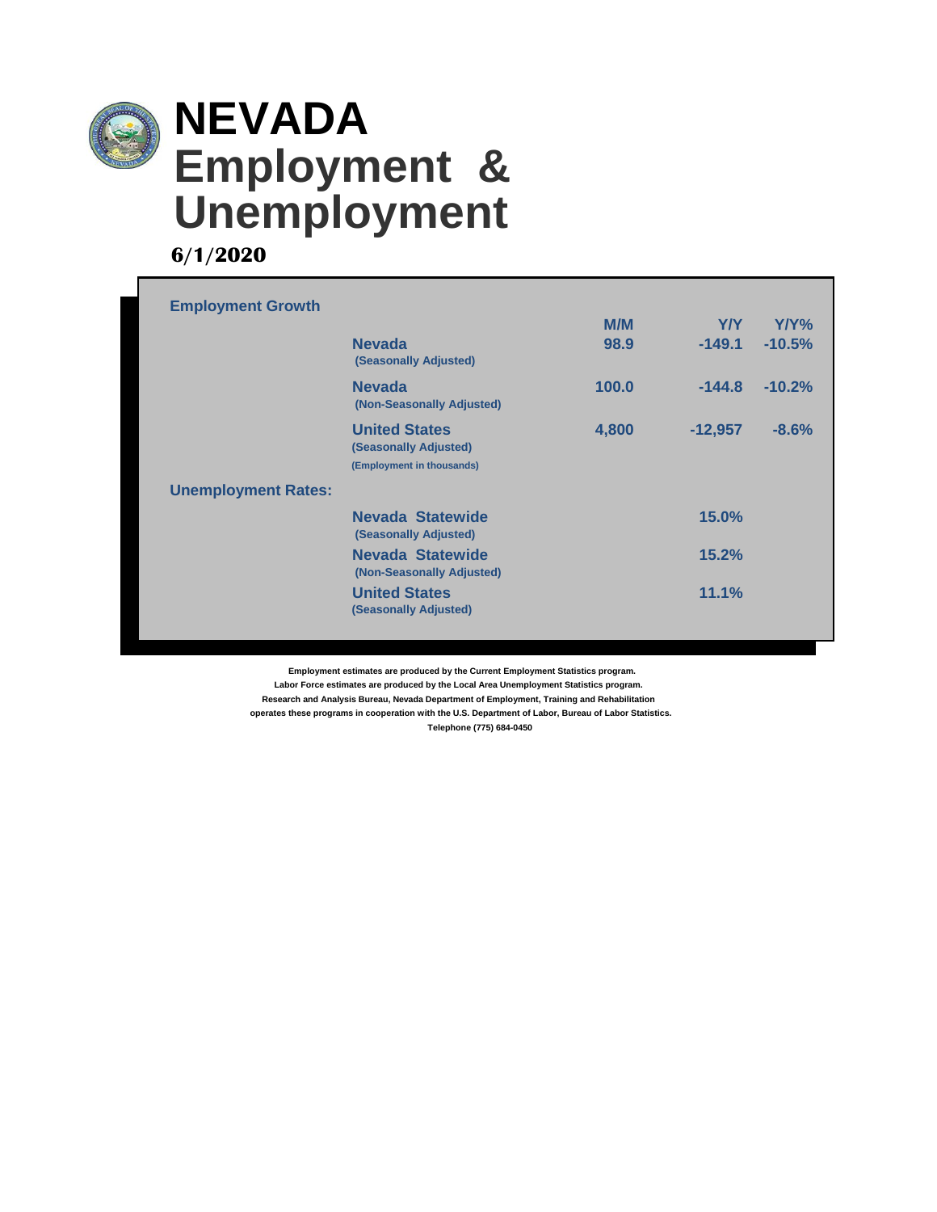# NEVADA
# Employment & Unemployment

**6/1/2020**

| | | M/M | Y/Y | Y/Y% |
|---|---|---|---|---|
| **Employment Growth** | | | | |
| | **Nevada** (Seasonally Adjusted) | 98.9 | -149.1 | -10.5% |
| | **Nevada** (Non-Seasonally Adjusted) | 100.0 | -144.8 | -10.2% |
| | **United States** (Seasonally Adjusted) (Employment in thousands) | 4,800 | -12,957 | -8.6% |
| **Unemployment Rates:** | | | | |
| | **Nevada Statewide** (Seasonally Adjusted) | | 15.0% | |
| | **Nevada Statewide** (Non-Seasonally Adjusted) | | 15.2% | |
| | **United States** (Seasonally Adjusted) | | 11.1% | |

**Employment estimates are produced by the Current Employment Statistics program.**
**Labor Force estimates are produced by the Local Area Unemployment Statistics program.**
**Research and Analysis Bureau, Nevada Department of Employment, Training and Rehabilitation**
**operates these programs in cooperation with the U.S. Department of Labor, Bureau of Labor Statistics.**
**Telephone (775) 684-0450**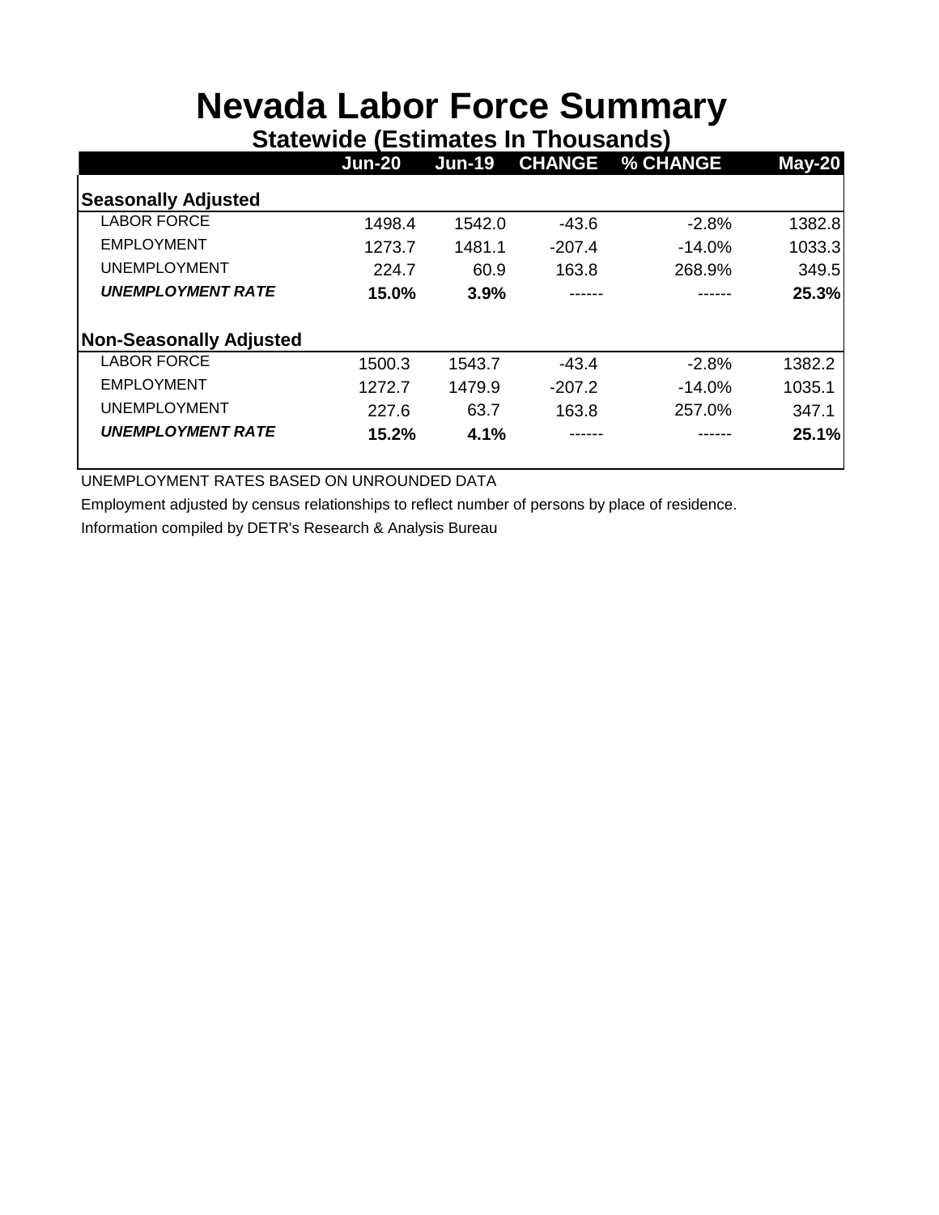# Nevada Labor Force Summary

## Statewide (Estimates In Thousands)

| | Jun-20 | Jun-19 | CHANGE | % CHANGE | May-20 |
|---|---|---|---|---|---|
| **Seasonally Adjusted** | | | | | |
| LABOR FORCE | 1498.4 | 1542.0 | -43.6 | -2.8% | 1382.8 |
| EMPLOYMENT | 1273.7 | 1481.1 | -207.4 | -14.0% | 1033.3 |
| UNEMPLOYMENT | 224.7 | 60.9 | 163.8 | 268.9% | 349.5 |
| ***UNEMPLOYMENT RATE*** | **15.0%** | **3.9%** | ------ | ------ | **25.3%** |
| **Non-Seasonally Adjusted** | | | | | |
| LABOR FORCE | 1500.3 | 1543.7 | -43.4 | -2.8% | 1382.2 |
| EMPLOYMENT | 1272.7 | 1479.9 | -207.2 | -14.0% | 1035.1 |
| UNEMPLOYMENT | 227.6 | 63.7 | 163.8 | 257.0% | 347.1 |
| ***UNEMPLOYMENT RATE*** | **15.2%** | **4.1%** | ------ | ------ | **25.1%** |

UNEMPLOYMENT RATES BASED ON UNROUNDED DATA

Employment adjusted by census relationships to reflect number of persons by place of residence.

Information compiled by DETR's Research & Analysis Bureau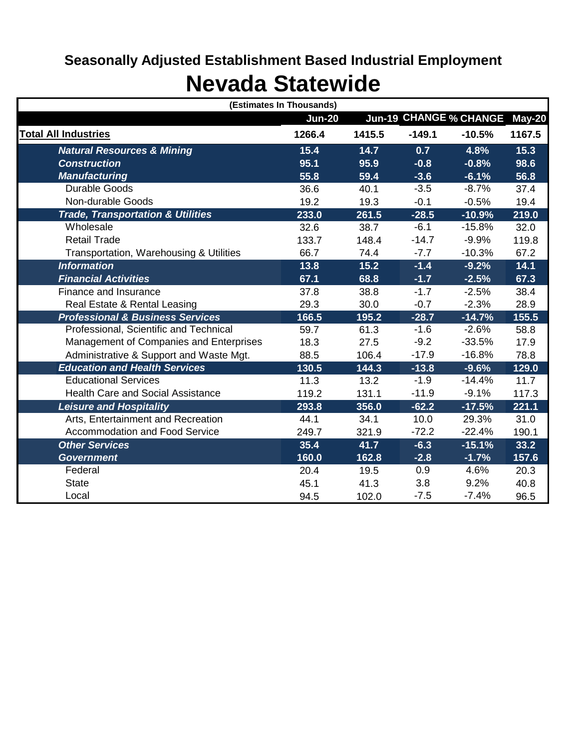## Seasonally Adjusted Establishment Based Industrial Employment

# Nevada Statewide

(Estimates In Thousands)

| | Jun-20 | Jun-19 | CHANGE | % CHANGE | May-20 |
|---|---|---|---|---|---|
| **Total All Industries** | **1266.4** | **1415.5** | **-149.1** | **-10.5%** | **1167.5** |
| ***Natural Resources & Mining*** | **15.4** | **14.7** | **0.7** | **4.8%** | **15.3** |
| ***Construction*** | **95.1** | **95.9** | **-0.8** | **-0.8%** | **98.6** |
| ***Manufacturing*** | **55.8** | **59.4** | **-3.6** | **-6.1%** | **56.8** |
| Durable Goods | 36.6 | 40.1 | -3.5 | -8.7% | 37.4 |
| Non-durable Goods | 19.2 | 19.3 | -0.1 | -0.5% | 19.4 |
| ***Trade, Transportation & Utilities*** | **233.0** | **261.5** | **-28.5** | **-10.9%** | **219.0** |
| Wholesale | 32.6 | 38.7 | -6.1 | -15.8% | 32.0 |
| Retail Trade | 133.7 | 148.4 | -14.7 | -9.9% | 119.8 |
| Transportation, Warehousing & Utilities | 66.7 | 74.4 | -7.7 | -10.3% | 67.2 |
| ***Information*** | **13.8** | **15.2** | **-1.4** | **-9.2%** | **14.1** |
| ***Financial Activities*** | **67.1** | **68.8** | **-1.7** | **-2.5%** | **67.3** |
| Finance and Insurance | 37.8 | 38.8 | -1.7 | -2.5% | 38.4 |
| Real Estate & Rental Leasing | 29.3 | 30.0 | -0.7 | -2.3% | 28.9 |
| ***Professional & Business Services*** | **166.5** | **195.2** | **-28.7** | **-14.7%** | **155.5** |
| Professional, Scientific and Technical | 59.7 | 61.3 | -1.6 | -2.6% | 58.8 |
| Management of Companies and Enterprises | 18.3 | 27.5 | -9.2 | -33.5% | 17.9 |
| Administrative & Support and Waste Mgt. | 88.5 | 106.4 | -17.9 | -16.8% | 78.8 |
| ***Education and Health Services*** | **130.5** | **144.3** | **-13.8** | **-9.6%** | **129.0** |
| Educational Services | 11.3 | 13.2 | -1.9 | -14.4% | 11.7 |
| Health Care and Social Assistance | 119.2 | 131.1 | -11.9 | -9.1% | 117.3 |
| ***Leisure and Hospitality*** | **293.8** | **356.0** | **-62.2** | **-17.5%** | **221.1** |
| Arts, Entertainment and Recreation | 44.1 | 34.1 | 10.0 | 29.3% | 31.0 |
| Accommodation and Food Service | 249.7 | 321.9 | -72.2 | -22.4% | 190.1 |
| ***Other Services*** | **35.4** | **41.7** | **-6.3** | **-15.1%** | **33.2** |
| ***Government*** | **160.0** | **162.8** | **-2.8** | **-1.7%** | **157.6** |
| Federal | 20.4 | 19.5 | 0.9 | 4.6% | 20.3 |
| State | 45.1 | 41.3 | 3.8 | 9.2% | 40.8 |
| Local | 94.5 | 102.0 | -7.5 | -7.4% | 96.5 |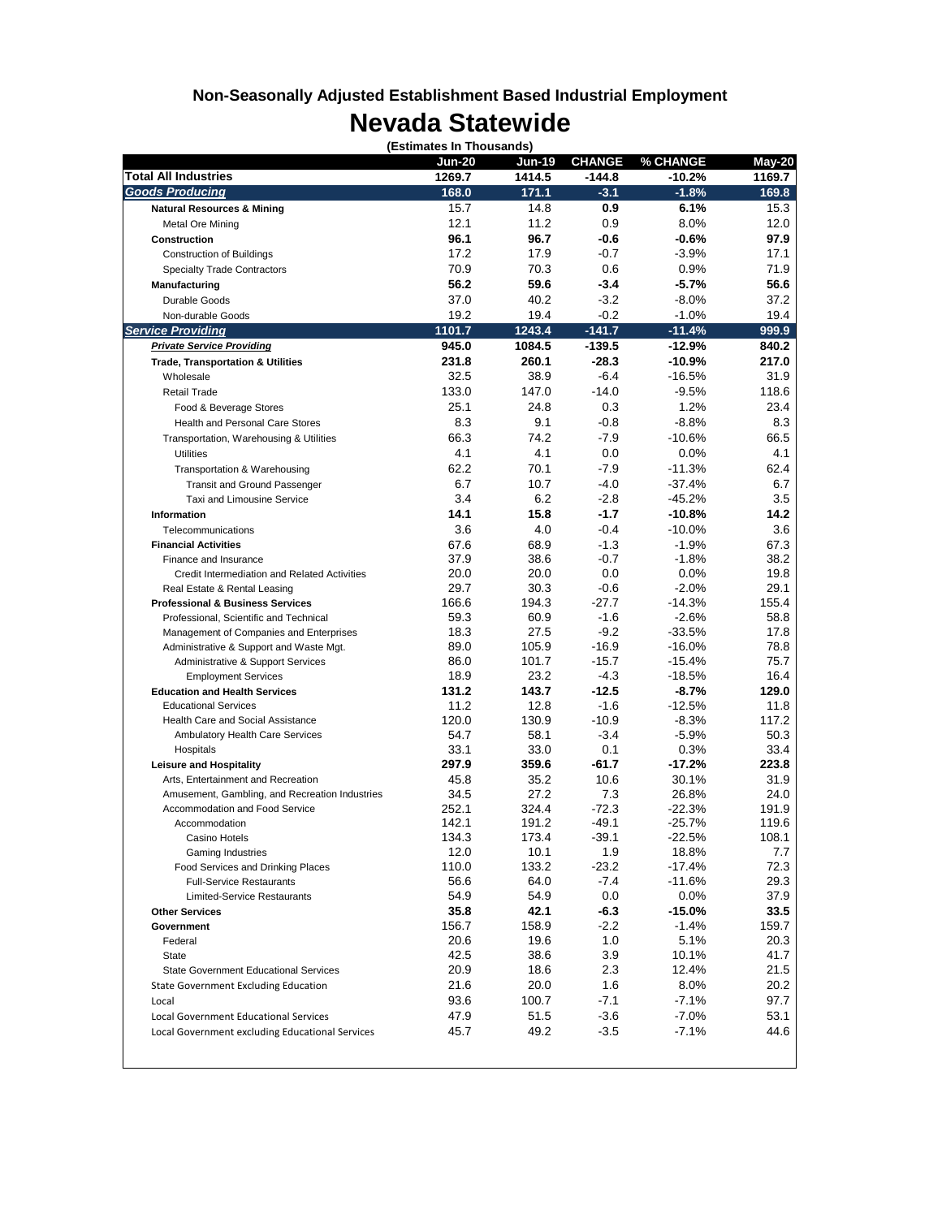### Non-Seasonally Adjusted Establishment Based Industrial Employment

# Nevada Statewide

**(Estimates In Thousands)**

| | Jun-20 | Jun-19 | CHANGE | % CHANGE | May-20 |
|---|---|---|---|---|---|
| **Total All Industries** | **1269.7** | **1414.5** | **-144.8** | **-10.2%** | **1169.7** |
| ***Goods Producing*** | **168.0** | **171.1** | **-3.1** | **-1.8%** | **169.8** |
| **Natural Resources & Mining** | 15.7 | 14.8 | **0.9** | **6.1%** | 15.3 |
| Metal Ore Mining | 12.1 | 11.2 | 0.9 | 8.0% | 12.0 |
| **Construction** | **96.1** | **96.7** | **-0.6** | **-0.6%** | **97.9** |
| Construction of Buildings | 17.2 | 17.9 | -0.7 | -3.9% | 17.1 |
| Specialty Trade Contractors | 70.9 | 70.3 | 0.6 | 0.9% | 71.9 |
| **Manufacturing** | **56.2** | **59.6** | **-3.4** | **-5.7%** | **56.6** |
| Durable Goods | 37.0 | 40.2 | -3.2 | -8.0% | 37.2 |
| Non-durable Goods | 19.2 | 19.4 | -0.2 | -1.0% | 19.4 |
| ***Service Providing*** | **1101.7** | **1243.4** | **-141.7** | **-11.4%** | **999.9** |
| ***Private Service Providing*** | **945.0** | **1084.5** | **-139.5** | **-12.9%** | **840.2** |
| **Trade, Transportation & Utilities** | **231.8** | **260.1** | **-28.3** | **-10.9%** | **217.0** |
| Wholesale | 32.5 | 38.9 | -6.4 | -16.5% | 31.9 |
| Retail Trade | 133.0 | 147.0 | -14.0 | -9.5% | 118.6 |
| Food & Beverage Stores | 25.1 | 24.8 | 0.3 | 1.2% | 23.4 |
| Health and Personal Care Stores | 8.3 | 9.1 | -0.8 | -8.8% | 8.3 |
| Transportation, Warehousing & Utilities | 66.3 | 74.2 | -7.9 | -10.6% | 66.5 |
| Utilities | 4.1 | 4.1 | 0.0 | 0.0% | 4.1 |
| Transportation & Warehousing | 62.2 | 70.1 | -7.9 | -11.3% | 62.4 |
| Transit and Ground Passenger | 6.7 | 10.7 | -4.0 | -37.4% | 6.7 |
| Taxi and Limousine Service | 3.4 | 6.2 | -2.8 | -45.2% | 3.5 |
| **Information** | **14.1** | **15.8** | **-1.7** | **-10.8%** | **14.2** |
| Telecommunications | 3.6 | 4.0 | -0.4 | -10.0% | 3.6 |
| **Financial Activities** | 67.6 | 68.9 | -1.3 | -1.9% | 67.3 |
| Finance and Insurance | 37.9 | 38.6 | -0.7 | -1.8% | 38.2 |
| Credit Intermediation and Related Activities | 20.0 | 20.0 | 0.0 | 0.0% | 19.8 |
| Real Estate & Rental Leasing | 29.7 | 30.3 | -0.6 | -2.0% | 29.1 |
| **Professional & Business Services** | 166.6 | 194.3 | -27.7 | -14.3% | 155.4 |
| Professional, Scientific and Technical | 59.3 | 60.9 | -1.6 | -2.6% | 58.8 |
| Management of Companies and Enterprises | 18.3 | 27.5 | -9.2 | -33.5% | 17.8 |
| Administrative & Support and Waste Mgt. | 89.0 | 105.9 | -16.9 | -16.0% | 78.8 |
| Administrative & Support Services | 86.0 | 101.7 | -15.7 | -15.4% | 75.7 |
| Employment Services | 18.9 | 23.2 | -4.3 | -18.5% | 16.4 |
| **Education and Health Services** | **131.2** | **143.7** | **-12.5** | **-8.7%** | **129.0** |
| Educational Services | 11.2 | 12.8 | -1.6 | -12.5% | 11.8 |
| Health Care and Social Assistance | 120.0 | 130.9 | -10.9 | -8.3% | 117.2 |
| Ambulatory Health Care Services | 54.7 | 58.1 | -3.4 | -5.9% | 50.3 |
| Hospitals | 33.1 | 33.0 | 0.1 | 0.3% | 33.4 |
| **Leisure and Hospitality** | **297.9** | **359.6** | **-61.7** | **-17.2%** | **223.8** |
| Arts, Entertainment and Recreation | 45.8 | 35.2 | 10.6 | 30.1% | 31.9 |
| Amusement, Gambling, and Recreation Industries | 34.5 | 27.2 | 7.3 | 26.8% | 24.0 |
| Accommodation and Food Service | 252.1 | 324.4 | -72.3 | -22.3% | 191.9 |
| Accommodation | 142.1 | 191.2 | -49.1 | -25.7% | 119.6 |
| Casino Hotels | 134.3 | 173.4 | -39.1 | -22.5% | 108.1 |
| Gaming Industries | 12.0 | 10.1 | 1.9 | 18.8% | 7.7 |
| Food Services and Drinking Places | 110.0 | 133.2 | -23.2 | -17.4% | 72.3 |
| Full-Service Restaurants | 56.6 | 64.0 | -7.4 | -11.6% | 29.3 |
| Limited-Service Restaurants | 54.9 | 54.9 | 0.0 | 0.0% | 37.9 |
| **Other Services** | **35.8** | **42.1** | **-6.3** | **-15.0%** | **33.5** |
| **Government** | 156.7 | 158.9 | -2.2 | -1.4% | 159.7 |
| Federal | 20.6 | 19.6 | 1.0 | 5.1% | 20.3 |
| State | 42.5 | 38.6 | 3.9 | 10.1% | 41.7 |
| State Government Educational Services | 20.9 | 18.6 | 2.3 | 12.4% | 21.5 |
| State Government Excluding Education | 21.6 | 20.0 | 1.6 | 8.0% | 20.2 |
| Local | 93.6 | 100.7 | -7.1 | -7.1% | 97.7 |
| Local Government Educational Services | 47.9 | 51.5 | -3.6 | -7.0% | 53.1 |
| Local Government excluding Educational Services | 45.7 | 49.2 | -3.5 | -7.1% | 44.6 |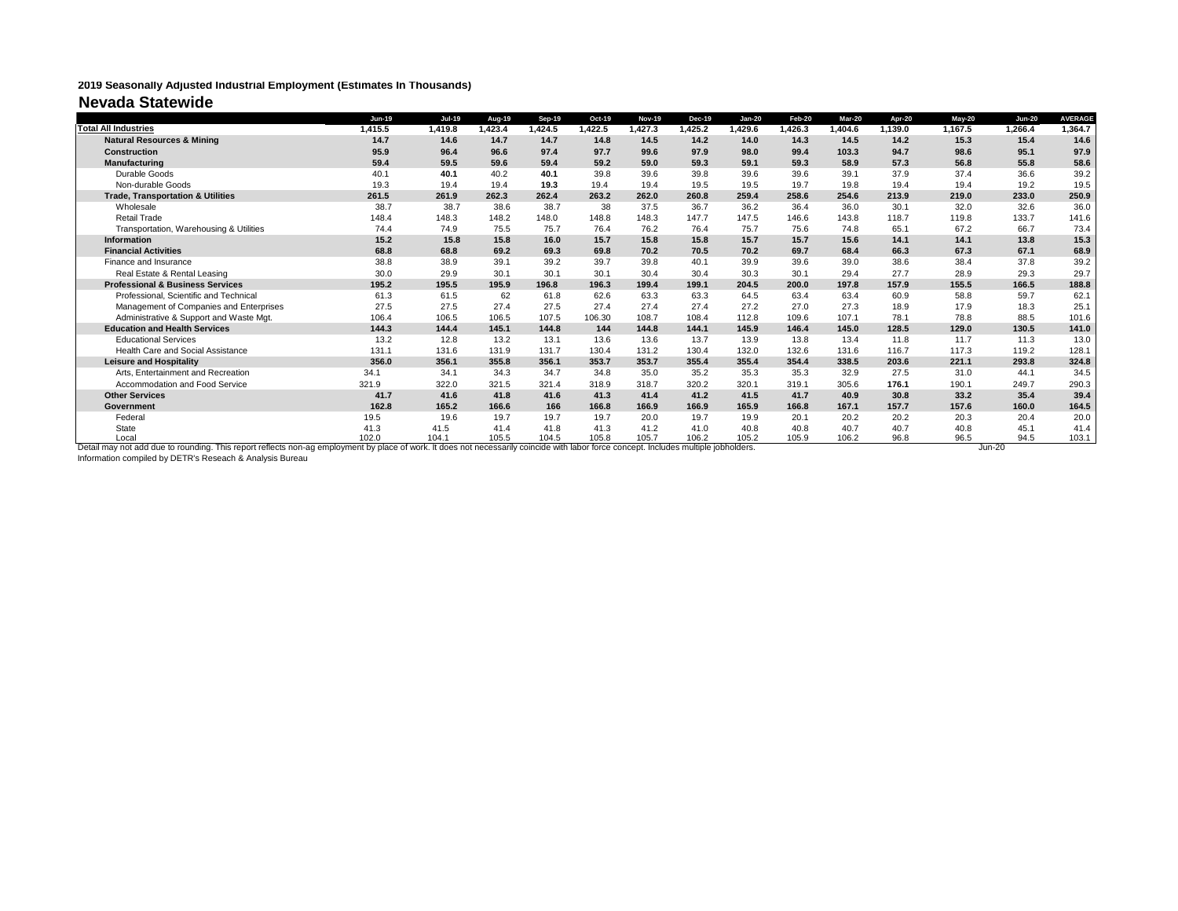**2019 Seasonally Adjusted Industrial Employment (Estimates In Thousands)**

## Nevada Statewide

| | Jun-19 | Jul-19 | Aug-19 | Sep-19 | Oct-19 | Nov-19 | Dec-19 | Jan-20 | Feb-20 | Mar-20 | Apr-20 | May-20 | Jun-20 | AVERAGE |
|---|---|---|---|---|---|---|---|---|---|---|---|---|---|---|
| **Total All Industries** | **1,415.5** | **1,419.8** | **1,423.4** | **1,424.5** | **1,422.5** | **1,427.3** | **1,425.2** | **1,429.6** | **1,426.3** | **1,404.6** | **1,139.0** | **1,167.5** | **1,266.4** | **1,364.7** |
| **Natural Resources & Mining** | **14.7** | **14.6** | **14.7** | **14.7** | **14.8** | **14.5** | **14.2** | **14.0** | **14.3** | **14.5** | **14.2** | **15.3** | **15.4** | **14.6** |
| **Construction** | **95.9** | **96.4** | **96.6** | **97.4** | **97.7** | **99.6** | **97.9** | **98.0** | **99.4** | **103.3** | **94.7** | **98.6** | **95.1** | **97.9** |
| **Manufacturing** | **59.4** | **59.5** | **59.6** | **59.4** | **59.2** | **59.0** | **59.3** | **59.1** | **59.3** | **58.9** | **57.3** | **56.8** | **55.8** | **58.6** |
| Durable Goods | 40.1 | **40.1** | 40.2 | **40.1** | 39.8 | 39.6 | 39.8 | 39.6 | 39.6 | 39.1 | 37.9 | 37.4 | 36.6 | 39.2 |
| Non-durable Goods | 19.3 | 19.4 | 19.4 | **19.3** | 19.4 | 19.4 | 19.5 | 19.5 | 19.7 | 19.8 | 19.4 | 19.4 | 19.2 | 19.5 |
| **Trade, Transportation & Utilities** | **261.5** | **261.9** | **262.3** | **262.4** | **263.2** | **262.0** | **260.8** | **259.4** | **258.6** | **254.6** | **213.9** | **219.0** | **233.0** | **250.9** |
| Wholesale | 38.7 | 38.7 | 38.6 | 38.7 | 38 | 37.5 | 36.7 | 36.2 | 36.4 | 36.0 | 30.1 | 32.0 | 32.6 | 36.0 |
| Retail Trade | 148.4 | 148.3 | 148.2 | 148.0 | 148.8 | 148.3 | 147.7 | 147.5 | 146.6 | 143.8 | 118.7 | 119.8 | 133.7 | 141.6 |
| Transportation, Warehousing & Utilities | 74.4 | 74.9 | 75.5 | 75.7 | 76.4 | 76.2 | 76.4 | 75.7 | 75.6 | 74.8 | 65.1 | 67.2 | 66.7 | 73.4 |
| **Information** | **15.2** | **15.8** | **15.8** | **16.0** | **15.7** | **15.8** | **15.8** | **15.7** | **15.7** | **15.6** | **14.1** | **14.1** | **13.8** | **15.3** |
| **Financial Activities** | **68.8** | **68.8** | **69.2** | **69.3** | **69.8** | **70.2** | **70.5** | **70.2** | **69.7** | **68.4** | **66.3** | **67.3** | **67.1** | **68.9** |
| Finance and Insurance | 38.8 | 38.9 | 39.1 | 39.2 | 39.7 | 39.8 | 40.1 | 39.9 | 39.6 | 39.0 | 38.6 | 38.4 | 37.8 | 39.2 |
| Real Estate & Rental Leasing | 30.0 | 29.9 | 30.1 | 30.1 | 30.1 | 30.4 | 30.4 | 30.3 | 30.1 | 29.4 | 27.7 | 28.9 | 29.3 | 29.7 |
| **Professional & Business Services** | **195.2** | **195.5** | **195.9** | **196.8** | **196.3** | **199.4** | **199.1** | **204.5** | **200.0** | **197.8** | **157.9** | **155.5** | **166.5** | **188.8** |
| Professional, Scientific and Technical | 61.3 | 61.5 | 62 | 61.8 | 62.6 | 63.3 | 63.3 | 64.5 | 63.4 | 63.4 | 60.9 | 58.8 | 59.7 | 62.1 |
| Management of Companies and Enterprises | 27.5 | 27.5 | 27.4 | 27.5 | 27.4 | 27.4 | 27.4 | 27.2 | 27.0 | 27.3 | 18.9 | 17.9 | 18.3 | 25.1 |
| Administrative & Support and Waste Mgt. | 106.4 | 106.5 | 106.5 | 107.5 | 106.30 | 108.7 | 108.4 | 112.8 | 109.6 | 107.1 | 78.1 | 78.8 | 88.5 | 101.6 |
| **Education and Health Services** | **144.3** | **144.4** | **145.1** | **144.8** | **144** | **144.8** | **144.1** | **145.9** | **146.4** | **145.0** | **128.5** | **129.0** | **130.5** | **141.0** |
| Educational Services | 13.2 | 12.8 | 13.2 | 13.1 | 13.6 | 13.6 | 13.7 | 13.9 | 13.8 | 13.4 | 11.8 | 11.7 | 11.3 | 13.0 |
| Health Care and Social Assistance | 131.1 | 131.6 | 131.9 | 131.7 | 130.4 | 131.2 | 130.4 | 132.0 | 132.6 | 131.6 | 116.7 | 117.3 | 119.2 | 128.1 |
| **Leisure and Hospitality** | **356.0** | **356.1** | **355.8** | **356.1** | **353.7** | **353.7** | **355.4** | **355.4** | **354.4** | **338.5** | **203.6** | **221.1** | **293.8** | **324.8** |
| Arts, Entertainment and Recreation | 34.1 | 34.1 | 34.3 | 34.7 | 34.8 | 35.0 | 35.2 | 35.3 | 35.3 | 32.9 | 27.5 | 31.0 | 44.1 | 34.5 |
| Accommodation and Food Service | 321.9 | 322.0 | 321.5 | 321.4 | 318.9 | 318.7 | 320.2 | 320.1 | 319.1 | 305.6 | **176.1** | 190.1 | 249.7 | 290.3 |
| **Other Services** | **41.7** | **41.6** | **41.8** | **41.6** | **41.3** | **41.4** | **41.2** | **41.5** | **41.7** | **40.9** | **30.8** | **33.2** | **35.4** | **39.4** |
| **Government** | **162.8** | **165.2** | **166.6** | **166** | **166.8** | **166.9** | **166.9** | **165.9** | **166.8** | **167.1** | **157.7** | **157.6** | **160.0** | **164.5** |
| Federal | 19.5 | 19.6 | 19.7 | 19.7 | 19.7 | 20.0 | 19.7 | 19.9 | 20.1 | 20.2 | 20.2 | 20.3 | 20.4 | 20.0 |
| State | 41.3 | 41.5 | 41.4 | 41.8 | 41.3 | 41.2 | 41.0 | 40.8 | 40.8 | 40.7 | 40.7 | 40.8 | 45.1 | 41.4 |
| Local | 102.0 | 104.1 | 105.5 | 104.5 | 105.8 | 105.7 | 106.2 | 105.2 | 105.9 | 106.2 | 96.8 | 96.5 | 94.5 | 103.1 |

Detail may not add due to rounding. This report reflects non-ag employment by place of work. It does not necessarily coincide with labor force concept. Includes multiple jobholders. Jun-20

Information compiled by DETR's Reseach & Analysis Bureau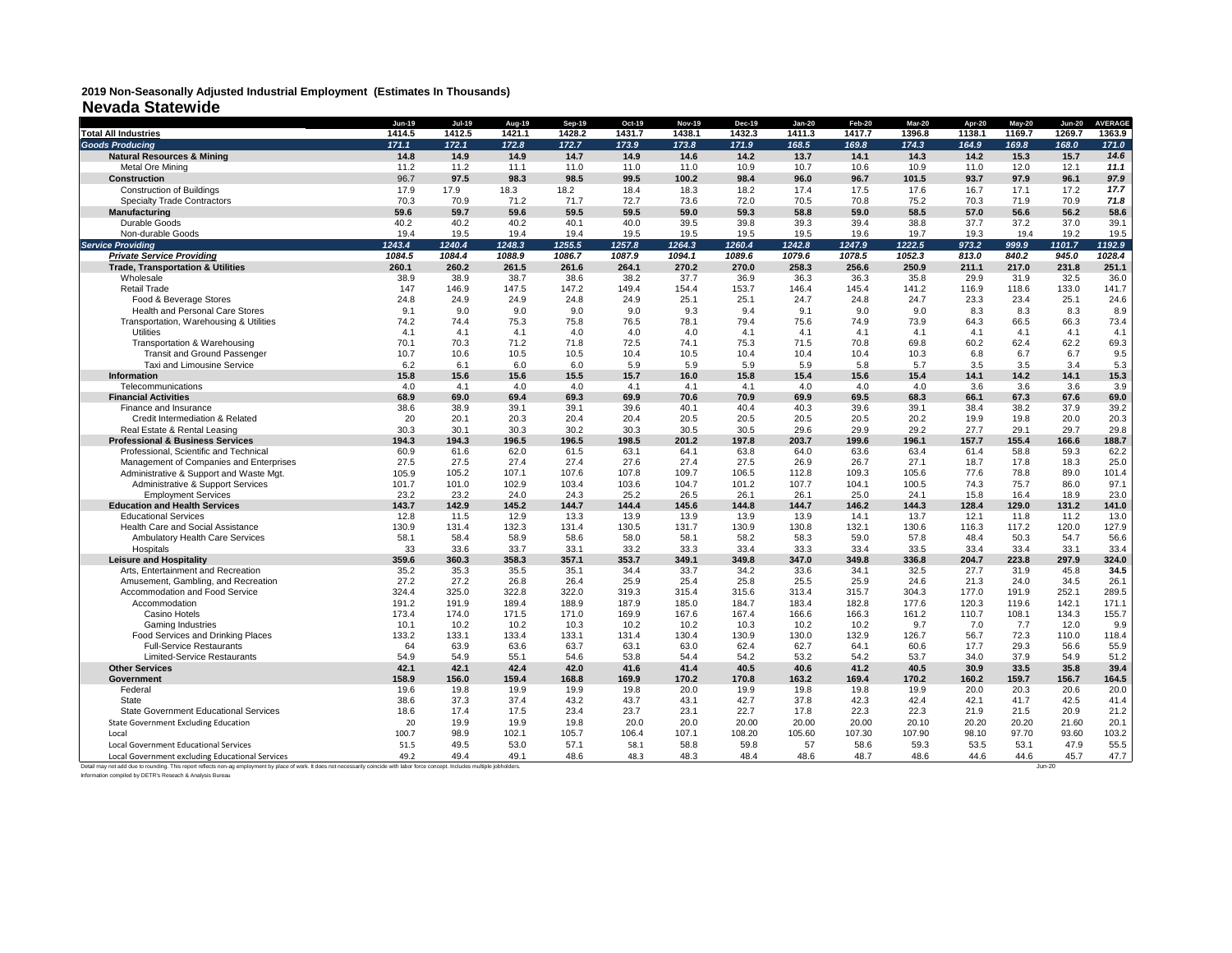**2019 Non-Seasonally Adjusted Industrial Employment (Estimates In Thousands)**

# Nevada Statewide

| | Jun-19 | Jul-19 | Aug-19 | Sep-19 | Oct-19 | Nov-19 | Dec-19 | Jan-20 | Feb-20 | Mar-20 | Apr-20 | May-20 | Jun-20 | AVERAGE |
|---|---|---|---|---|---|---|---|---|---|---|---|---|---|---|
| **Total All Industries** | 1414.5 | 1412.5 | 1421.1 | 1428.2 | 1431.7 | 1438.1 | 1432.3 | 1411.3 | 1417.7 | 1396.8 | 1138.1 | 1169.7 | 1269.7 | 1363.9 |
| ***Goods Producing*** | 171.1 | 172.1 | 172.8 | 172.7 | 173.9 | 173.8 | 171.9 | 168.5 | 169.8 | 174.3 | 164.9 | 169.8 | 168.0 | 171.0 |
| **Natural Resources & Mining** | 14.8 | 14.9 | 14.9 | 14.7 | 14.9 | 14.6 | 14.2 | 13.7 | 14.1 | 14.3 | 14.2 | 15.3 | 15.7 | 14.6 |
| Metal Ore Mining | 11.2 | 11.2 | 11.1 | 11.0 | 11.0 | 11.0 | 10.9 | 10.7 | 10.6 | 10.9 | 11.0 | 12.0 | 12.1 | 11.1 |
| **Construction** | 96.7 | 97.5 | 98.3 | 98.5 | 99.5 | 100.2 | 98.4 | 96.0 | 96.7 | 101.5 | 93.7 | 97.9 | 96.1 | 97.9 |
| Construction of Buildings | 17.9 | 17.9 | 18.3 | 18.2 | 18.4 | 18.3 | 18.2 | 17.4 | 17.5 | 17.6 | 16.7 | 17.1 | 17.2 | 17.7 |
| Specialty Trade Contractors | 70.3 | 70.9 | 71.2 | 71.7 | 72.7 | 73.6 | 72.0 | 70.5 | 70.8 | 75.2 | 70.3 | 71.9 | 70.9 | 71.8 |
| **Manufacturing** | 59.6 | 59.7 | 59.6 | 59.5 | 59.5 | 59.0 | 59.3 | 58.8 | 59.0 | 58.5 | 57.0 | 56.6 | 56.2 | 58.6 |
| Durable Goods | 40.2 | 40.2 | 40.2 | 40.1 | 40.0 | 39.5 | 39.8 | 39.3 | 39.4 | 38.8 | 37.7 | 37.2 | 37.0 | 39.1 |
| Non-durable Goods | 19.4 | 19.5 | 19.4 | 19.4 | 19.5 | 19.5 | 19.5 | 19.6 | 19.7 | 19.7 | 19.3 | 19.4 | 19.2 | 19.5 |
| ***Service Providing*** | 1243.4 | 1240.4 | 1248.3 | 1255.5 | 1257.8 | 1264.3 | 1260.4 | 1242.8 | 1247.9 | 1222.5 | 973.2 | 999.9 | 1101.7 | 1192.9 |
| ***Private Service Providing*** | 1084.5 | 1084.4 | 1088.9 | 1086.7 | 1087.9 | 1094.1 | 1089.6 | 1079.6 | 1078.5 | 1052.3 | 813.0 | 840.2 | 945.0 | 1028.4 |
| **Trade, Transportation & Utilities** | 260.1 | 260.2 | 261.5 | 261.6 | 264.1 | 270.2 | 270.0 | 258.3 | 256.6 | 250.9 | 211.1 | 217.0 | 231.8 | 251.1 |
| Wholesale | 38.9 | 38.9 | 38.7 | 38.6 | 38.2 | 37.7 | 36.9 | 36.3 | 36.3 | 35.8 | 29.9 | 31.9 | 32.5 | 36.0 |
| Retail Trade | 147 | 146.9 | 147.5 | 147.2 | 149.4 | 154.4 | 153.7 | 146.4 | 145.4 | 141.2 | 116.9 | 118.6 | 133.0 | 141.7 |
| Food & Beverage Stores | 24.8 | 24.9 | 24.9 | 24.8 | 24.9 | 25.1 | 25.1 | 24.7 | 24.8 | 24.7 | 23.3 | 23.4 | 25.1 | 24.6 |
| Health and Personal Care Stores | 9.1 | 9.0 | 9.0 | 9.0 | 9.0 | 9.3 | 9.4 | 9.1 | 9.0 | 9.0 | 8.3 | 8.3 | 8.3 | 8.9 |
| Transportation, Warehousing & Utilities | 74.2 | 74.4 | 75.3 | 75.8 | 76.5 | 78.1 | 79.4 | 75.6 | 74.9 | 73.9 | 64.3 | 66.5 | 66.3 | 73.4 |
| Utilities | 4.1 | 4.1 | 4.1 | 4.0 | 4.0 | 4.0 | 4.1 | 4.1 | 4.1 | 4.1 | 4.1 | 4.1 | 4.1 | 4.1 |
| Transportation & Warehousing | 70.1 | 70.3 | 71.2 | 71.8 | 72.5 | 74.1 | 75.3 | 71.5 | 70.8 | 69.8 | 60.2 | 62.4 | 62.2 | 69.3 |
| Transit and Ground Passenger | 10.7 | 10.6 | 10.5 | 10.5 | 10.4 | 10.5 | 10.4 | 10.4 | 10.4 | 10.3 | 6.8 | 6.7 | 6.7 | 9.5 |
| Taxi and Limousine Service | 6.2 | 6.1 | 6.0 | 6.0 | 5.9 | 5.9 | 5.9 | 5.9 | 5.8 | 5.7 | 3.5 | 3.5 | 3.4 | 5.3 |
| **Information** | 15.8 | 15.6 | 15.6 | 15.5 | 15.7 | 16.0 | 15.8 | 15.4 | 15.6 | 15.4 | 14.1 | 14.2 | 14.1 | 15.3 |
| Telecommunications | 4.0 | 4.1 | 4.0 | 4.0 | 4.1 | 4.1 | 4.1 | 4.0 | 4.0 | 4.0 | 3.6 | 3.6 | 3.6 | 3.9 |
| **Financial Activities** | 68.9 | 69.0 | 69.4 | 69.3 | 69.9 | 70.6 | 70.9 | 69.9 | 69.5 | 68.3 | 66.1 | 67.3 | 67.6 | 69.0 |
| Finance and Insurance | 38.6 | 38.9 | 39.1 | 39.1 | 39.6 | 40.1 | 40.4 | 40.3 | 39.6 | 39.1 | 38.4 | 38.2 | 37.9 | 39.2 |
| Credit Intermediation & Related | 20 | 20.1 | 20.3 | 20.4 | 20.4 | 20.5 | 20.5 | 20.5 | 20.5 | 20.2 | 19.9 | 19.8 | 20.0 | 20.3 |
| Real Estate & Rental Leasing | 30.3 | 30.1 | 30.3 | 30.2 | 30.3 | 30.5 | 30.5 | 29.6 | 29.9 | 29.2 | 27.7 | 29.1 | 29.7 | 29.8 |
| **Professional & Business Services** | 194.3 | 194.3 | 196.5 | 196.5 | 198.5 | 201.2 | 197.8 | 203.7 | 199.6 | 196.1 | 157.7 | 155.4 | 166.6 | 188.7 |
| Professional, Scientific and Technical | 60.9 | 61.6 | 62.0 | 61.5 | 63.1 | 64.1 | 63.8 | 64.0 | 63.6 | 63.4 | 61.4 | 58.8 | 59.3 | 62.2 |
| Management of Companies and Enterprises | 27.5 | 27.5 | 27.4 | 27.4 | 27.6 | 27.4 | 27.5 | 26.9 | 26.7 | 27.1 | 18.7 | 17.8 | 18.3 | 25.0 |
| Administrative & Support and Waste Mgt. | 105.9 | 105.2 | 107.1 | 107.6 | 107.8 | 109.7 | 106.5 | 112.8 | 109.3 | 105.6 | 77.6 | 78.8 | 89.0 | 101.4 |
| Administrative & Support Services | 101.7 | 101.0 | 102.9 | 103.4 | 103.6 | 104.7 | 101.2 | 107.7 | 104.1 | 100.5 | 74.3 | 75.7 | 86.0 | 97.1 |
| Employment Services | 23.2 | 23.2 | 24.0 | 24.3 | 25.2 | 26.5 | 26.1 | 26.1 | 25.0 | 24.1 | 15.8 | 16.4 | 18.9 | 23.0 |
| **Education and Health Services** | 143.7 | 142.9 | 145.2 | 144.7 | 144.4 | 145.6 | 144.8 | 144.7 | 146.2 | 144.3 | 128.4 | 129.0 | 131.2 | 141.0 |
| Educational Services | 12.8 | 11.5 | 12.9 | 13.3 | 13.9 | 13.9 | 13.9 | 13.9 | 14.1 | 13.7 | 12.1 | 11.8 | 11.2 | 13.0 |
| Health Care and Social Assistance | 130.9 | 131.4 | 132.3 | 131.4 | 130.5 | 131.7 | 130.9 | 130.8 | 132.1 | 130.6 | 116.3 | 117.2 | 120.0 | 127.9 |
| Ambulatory Health Care Services | 58.1 | 58.4 | 58.9 | 58.6 | 58.0 | 58.1 | 58.2 | 58.3 | 59.0 | 57.8 | 48.4 | 50.3 | 54.7 | 56.6 |
| Hospitals | 33 | 33.6 | 33.7 | 33.1 | 33.2 | 33.3 | 33.4 | 33.3 | 33.4 | 33.5 | 33.4 | 33.4 | 33.1 | 33.4 |
| **Leisure and Hospitality** | 359.6 | 360.3 | 358.3 | 357.1 | 353.7 | 349.1 | 349.8 | 347.0 | 349.8 | 336.8 | 204.7 | 223.8 | 297.9 | 324.0 |
| Arts, Entertainment and Recreation | 35.2 | 35.3 | 35.5 | 35.1 | 34.4 | 33.7 | 34.2 | 33.6 | 34.1 | 32.5 | 27.7 | 31.9 | 45.8 | 34.5 |
| Amusement, Gambling, and Recreation | 27.2 | 27.2 | 26.8 | 26.4 | 25.9 | 25.4 | 25.8 | 25.5 | 25.9 | 24.6 | 21.3 | 24.0 | 34.5 | 26.1 |
| Accommodation and Food Service | 324.4 | 325.0 | 322.8 | 322.0 | 319.3 | 315.4 | 315.6 | 313.4 | 315.7 | 304.3 | 177.0 | 191.9 | 252.1 | 289.5 |
| Accommodation | 191.2 | 191.9 | 189.4 | 188.9 | 187.9 | 185.0 | 184.7 | 183.4 | 182.8 | 177.6 | 120.3 | 119.6 | 142.1 | 171.1 |
| Casino Hotels | 173.4 | 174.0 | 171.5 | 171.0 | 169.9 | 167.6 | 167.4 | 166.6 | 166.3 | 161.2 | 110.7 | 108.1 | 134.3 | 155.7 |
| Gaming Industries | 10.1 | 10.2 | 10.2 | 10.3 | 10.2 | 10.2 | 10.3 | 10.2 | 10.2 | 9.7 | 7.0 | 7.7 | 12.0 | 9.9 |
| Food Services and Drinking Places | 133.2 | 133.1 | 133.4 | 133.1 | 131.4 | 130.4 | 130.9 | 130.0 | 132.9 | 126.7 | 56.7 | 72.3 | 110.0 | 118.4 |
| Full-Service Restaurants | 64 | 63.9 | 63.6 | 63.7 | 63.1 | 63.0 | 62.4 | 62.7 | 64.1 | 60.6 | 17.7 | 29.3 | 56.6 | 55.9 |
| Limited-Service Restaurants | 54.9 | 54.9 | 55.1 | 54.6 | 53.8 | 54.4 | 54.2 | 53.2 | 54.2 | 53.7 | 34.0 | 37.9 | 54.9 | 51.2 |
| **Other Services** | 42.1 | 42.1 | 42.4 | 42.0 | 41.6 | 41.4 | 40.5 | 40.6 | 41.2 | 40.5 | 30.9 | 33.5 | 35.8 | 39.4 |
| **Government** | 158.9 | 156.0 | 159.4 | 168.8 | 169.9 | 170.2 | 170.8 | 163.2 | 169.4 | 170.2 | 160.2 | 159.7 | 156.7 | 164.5 |
| Federal | 19.6 | 19.8 | 19.9 | 19.9 | 19.8 | 20.0 | 19.9 | 19.8 | 19.8 | 19.9 | 20.0 | 20.3 | 20.6 | 20.0 |
| State | 38.6 | 37.3 | 37.4 | 43.2 | 43.7 | 43.1 | 42.7 | 37.8 | 42.3 | 42.4 | 42.1 | 41.7 | 42.5 | 41.4 |
| State Government Educational Services | 18.6 | 17.4 | 17.5 | 23.4 | 23.7 | 23.1 | 22.7 | 17.8 | 22.3 | 22.3 | 21.9 | 21.5 | 20.9 | 21.2 |
| State Government Excluding Education | 20 | 19.9 | 19.9 | 19.8 | 20.0 | 20.0 | 20.00 | 20.00 | 20.00 | 20.10 | 20.20 | 20.20 | 21.60 | 20.1 |
| Local | 100.7 | 98.9 | 102.1 | 105.7 | 106.4 | 107.1 | 108.20 | 105.60 | 107.30 | 107.90 | 98.10 | 97.70 | 93.60 | 103.2 |
| Local Government Educational Services | 51.5 | 49.5 | 53.0 | 57.1 | 58.1 | 58.8 | 59.8 | 57 | 58.6 | 59.3 | 53.5 | 53.1 | 47.9 | 55.5 |
| Local Government excluding Educational Services | 49.2 | 49.4 | 49.1 | 48.6 | 48.3 | 48.3 | 48.4 | 48.6 | 48.7 | 48.6 | 44.6 | 44.6 | 45.7 | 47.7 |

Detail may not add due to rounding. This report reflects non-ag employment by place of work. It does not necessarily coincide with labor force concept. Includes multiple jobholders.

Jun-20

Information compiled by DETR's Reseach & Analysis Bureau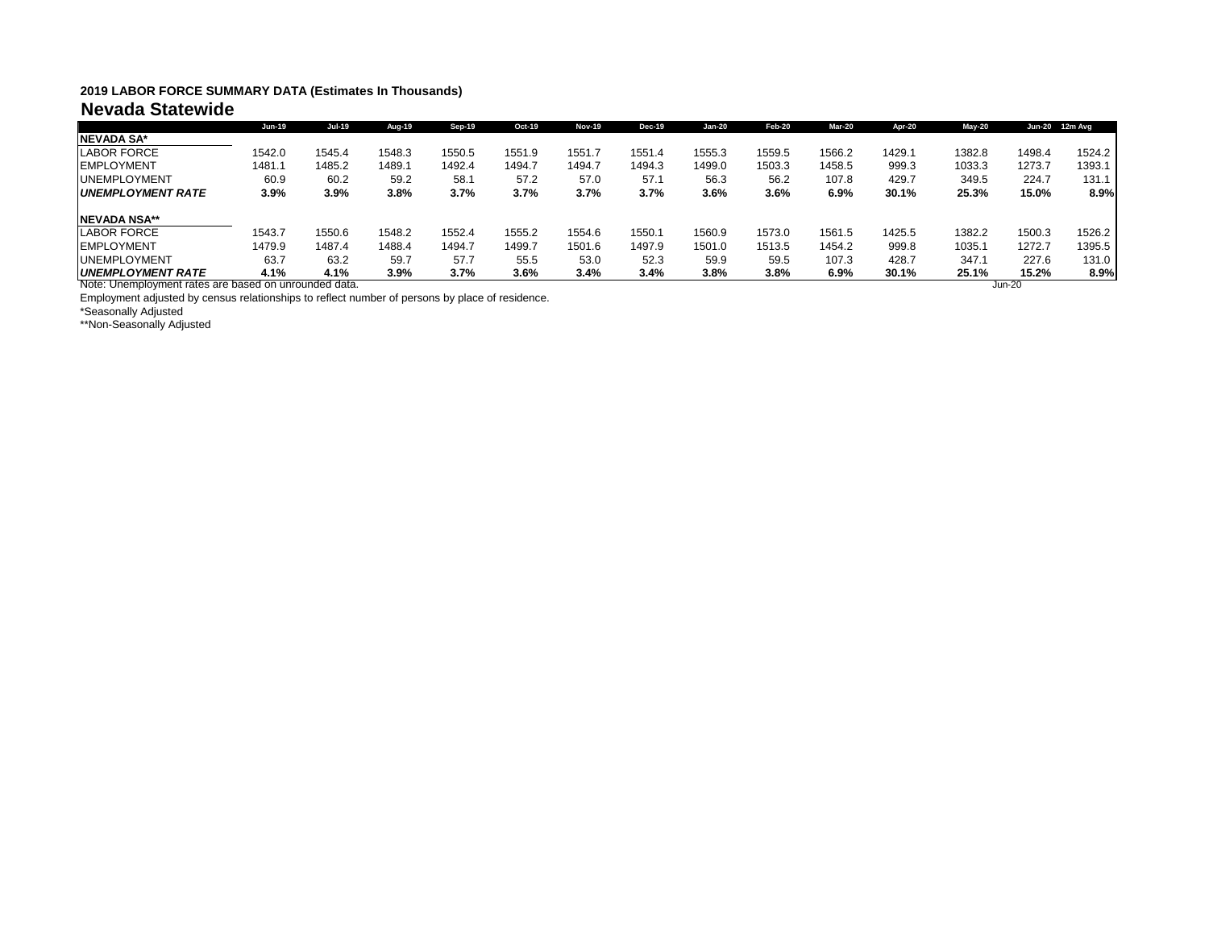**2019 LABOR FORCE SUMMARY DATA (Estimates In Thousands)**

## Nevada Statewide

| | Jun-19 | Jul-19 | Aug-19 | Sep-19 | Oct-19 | Nov-19 | Dec-19 | Jan-20 | Feb-20 | Mar-20 | Apr-20 | May-20 | Jun-20 | 12m Avg |
|---|---|---|---|---|---|---|---|---|---|---|---|---|---|---|
| **NEVADA SA*** | | | | | | | | | | | | | | |
| LABOR FORCE | 1542.0 | 1545.4 | 1548.3 | 1550.5 | 1551.9 | 1551.7 | 1551.4 | 1555.3 | 1559.5 | 1566.2 | 1429.1 | 1382.8 | 1498.4 | 1524.2 |
| EMPLOYMENT | 1481.1 | 1485.2 | 1489.1 | 1492.4 | 1494.7 | 1494.7 | 1494.3 | 1499.0 | 1503.3 | 1458.5 | 999.3 | 1033.3 | 1273.7 | 1393.1 |
| UNEMPLOYMENT | 60.9 | 60.2 | 59.2 | 58.1 | 57.2 | 57.0 | 57.1 | 56.3 | 56.2 | 107.8 | 429.7 | 349.5 | 224.7 | 131.1 |
| ***UNEMPLOYMENT RATE*** | **3.9%** | **3.9%** | **3.8%** | **3.7%** | **3.7%** | **3.7%** | **3.7%** | **3.6%** | **3.6%** | **6.9%** | **30.1%** | **25.3%** | **15.0%** | **8.9%** |
| **NEVADA NSA**** | | | | | | | | | | | | | | |
| LABOR FORCE | 1543.7 | 1550.6 | 1548.2 | 1552.4 | 1555.2 | 1554.6 | 1550.1 | 1560.9 | 1573.0 | 1561.5 | 1425.5 | 1382.2 | 1500.3 | 1526.2 |
| EMPLOYMENT | 1479.9 | 1487.4 | 1488.4 | 1494.7 | 1499.7 | 1501.6 | 1497.9 | 1501.0 | 1513.5 | 1454.2 | 999.8 | 1035.1 | 1272.7 | 1395.5 |
| UNEMPLOYMENT | 63.7 | 63.2 | 59.7 | 57.7 | 55.5 | 53.0 | 52.3 | 59.9 | 59.5 | 107.3 | 428.7 | 347.1 | 227.6 | 131.0 |
| ***UNEMPLOYMENT RATE*** | **4.1%** | **4.1%** | **3.9%** | **3.7%** | **3.6%** | **3.4%** | **3.4%** | **3.8%** | **3.8%** | **6.9%** | **30.1%** | **25.1%** | **15.2%** | **8.9%** |

Note: Unemployment rates are based on unrounded data.

Jun-20

Employment adjusted by census relationships to reflect number of persons by place of residence.

*Seasonally Adjusted

**Non-Seasonally Adjusted